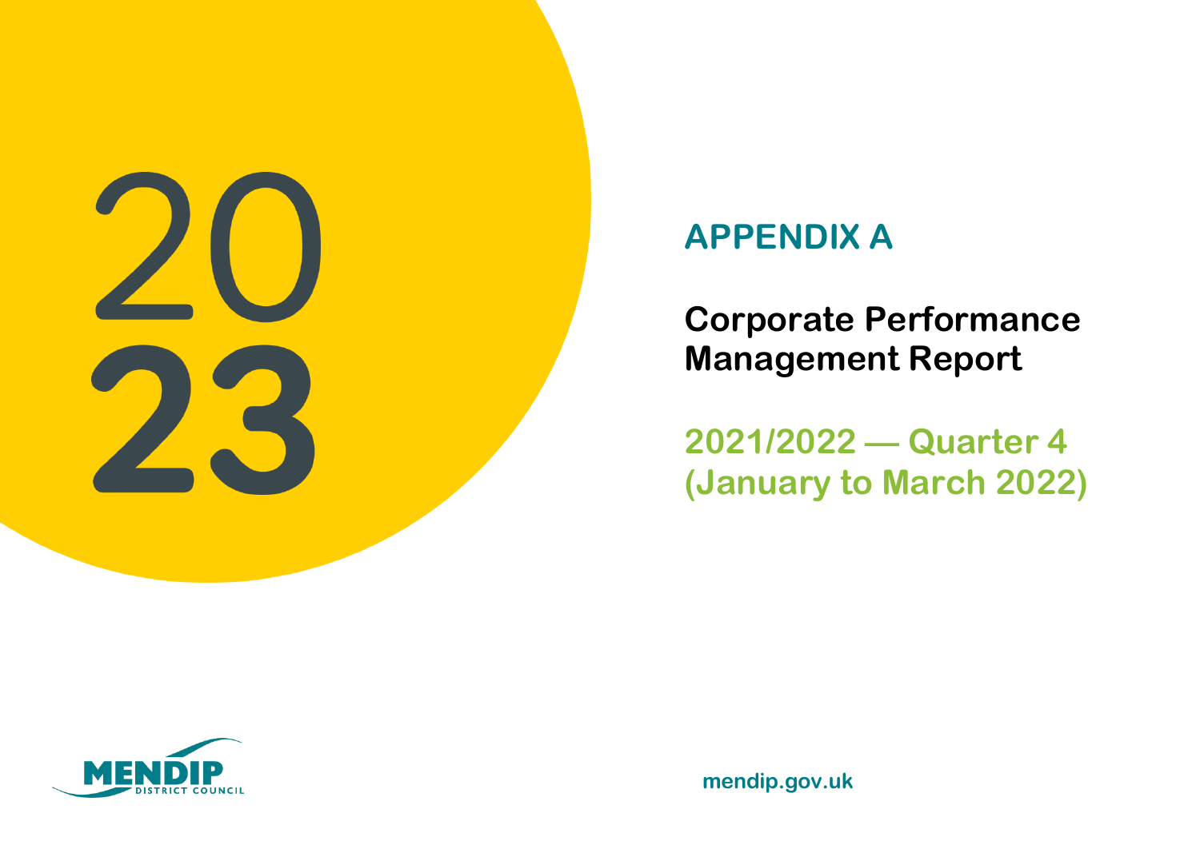2023

# APPENDIX A

## Corporate Performance Management Report

## 2021/2022 — Quarter 4 (January to March 2022)

MENDIP DISTRICT COUNCIL

mendip.gov.uk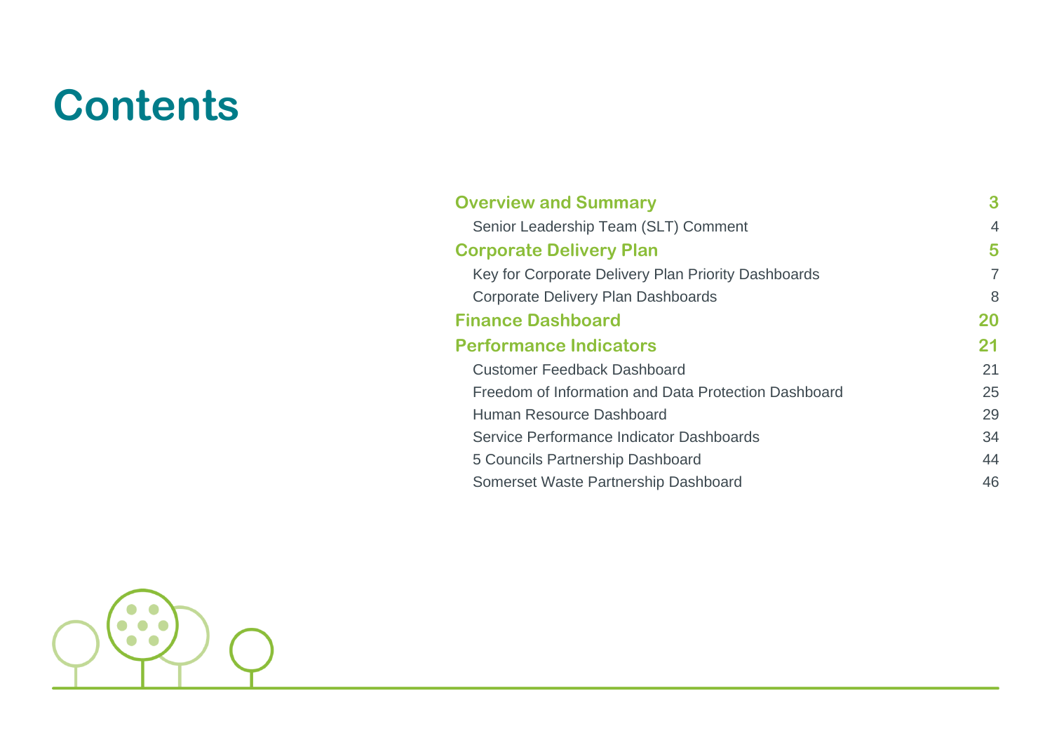# Contents

| | |
|---|---|
| **Overview and Summary** | **3** |
| Senior Leadership Team (SLT) Comment | 4 |
| **Corporate Delivery Plan** | **5** |
| Key for Corporate Delivery Plan Priority Dashboards | 7 |
| Corporate Delivery Plan Dashboards | 8 |
| **Finance Dashboard** | **20** |
| **Performance Indicators** | **21** |
| Customer Feedback Dashboard | 21 |
| Freedom of Information and Data Protection Dashboard | 25 |
| Human Resource Dashboard | 29 |
| Service Performance Indicator Dashboards | 34 |
| 5 Councils Partnership Dashboard | 44 |
| Somerset Waste Partnership Dashboard | 46 |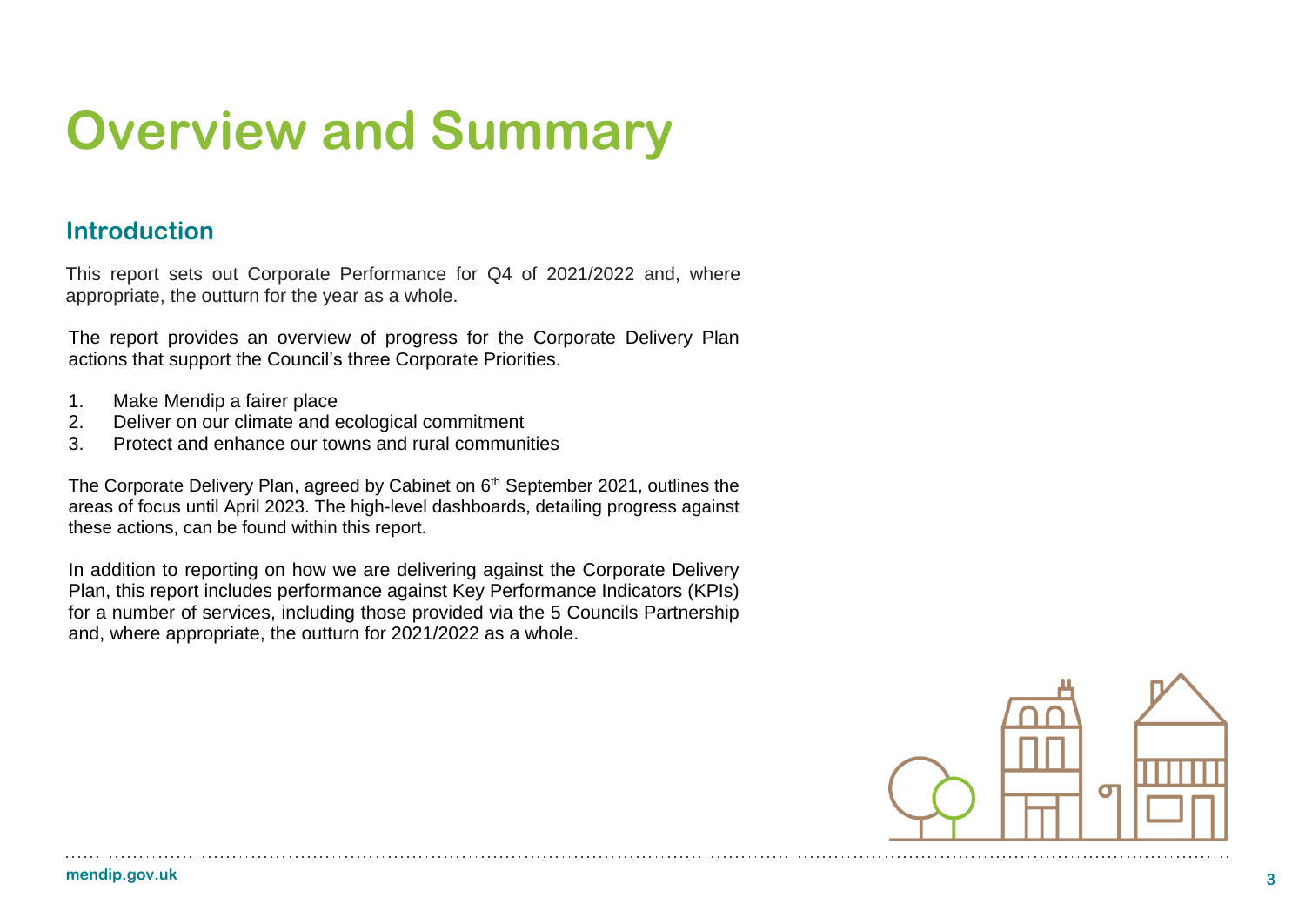# Overview and Summary

## Introduction

This report sets out Corporate Performance for Q4 of 2021/2022 and, where appropriate, the outturn for the year as a whole.

The report provides an overview of progress for the Corporate Delivery Plan actions that support the Council's three Corporate Priorities.

1. Make Mendip a fairer place
2. Deliver on our climate and ecological commitment
3. Protect and enhance our towns and rural communities

The Corporate Delivery Plan, agreed by Cabinet on 6th September 2021, outlines the areas of focus until April 2023. The high-level dashboards, detailing progress against these actions, can be found within this report.

In addition to reporting on how we are delivering against the Corporate Delivery Plan, this report includes performance against Key Performance Indicators (KPIs) for a number of services, including those provided via the 5 Councils Partnership and, where appropriate, the outturn for 2021/2022 as a whole.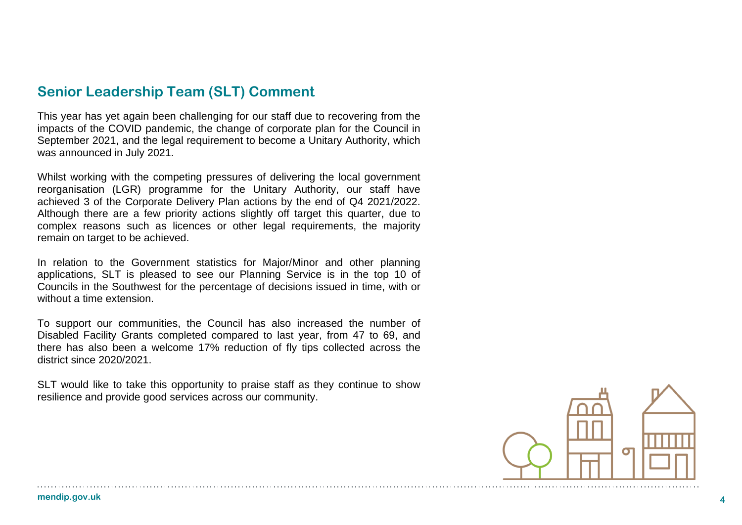## Senior Leadership Team (SLT) Comment

This year has yet again been challenging for our staff due to recovering from the impacts of the COVID pandemic, the change of corporate plan for the Council in September 2021, and the legal requirement to become a Unitary Authority, which was announced in July 2021.

Whilst working with the competing pressures of delivering the local government reorganisation (LGR) programme for the Unitary Authority, our staff have achieved 3 of the Corporate Delivery Plan actions by the end of Q4 2021/2022. Although there are a few priority actions slightly off target this quarter, due to complex reasons such as licences or other legal requirements, the majority remain on target to be achieved.

In relation to the Government statistics for Major/Minor and other planning applications, SLT is pleased to see our Planning Service is in the top 10 of Councils in the Southwest for the percentage of decisions issued in time, with or without a time extension.

To support our communities, the Council has also increased the number of Disabled Facility Grants completed compared to last year, from 47 to 69, and there has also been a welcome 17% reduction of fly tips collected across the district since 2020/2021.

SLT would like to take this opportunity to praise staff as they continue to show resilience and provide good services across our community.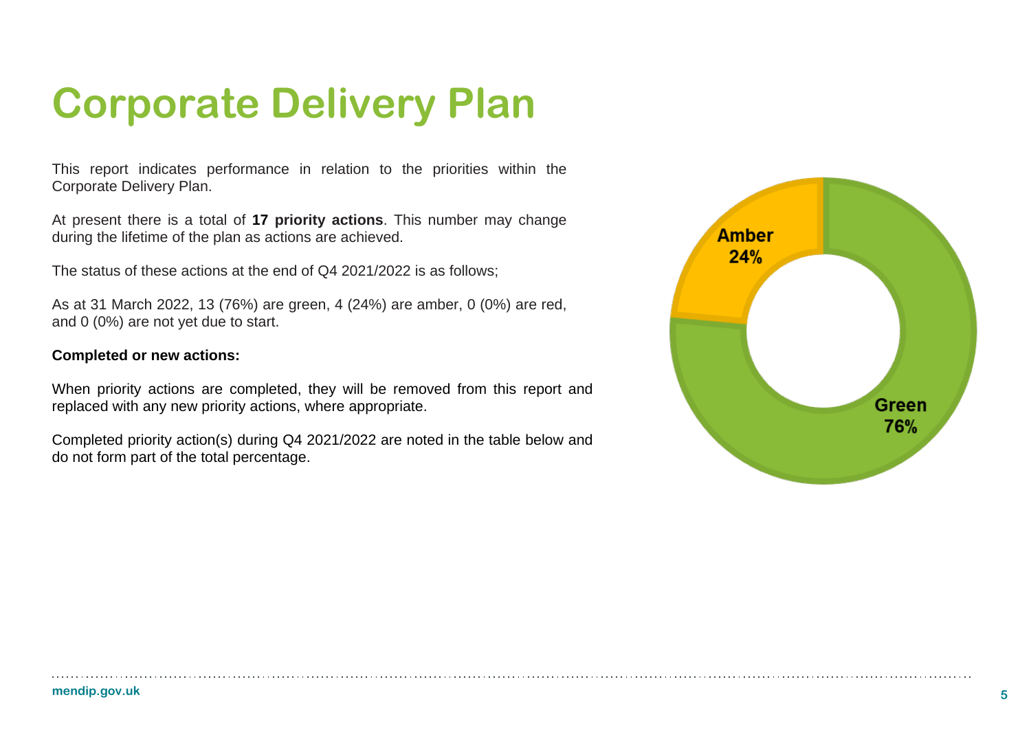# Corporate Delivery Plan

This report indicates performance in relation to the priorities within the Corporate Delivery Plan.

At present there is a total of **17 priority actions**. This number may change during the lifetime of the plan as actions are achieved.

The status of these actions at the end of Q4 2021/2022 is as follows;

As at 31 March 2022, 13 (76%) are green, 4 (24%) are amber, 0 (0%) are red, and 0 (0%) are not yet due to start.

**Completed or new actions:**

When priority actions are completed, they will be removed from this report and replaced with any new priority actions, where appropriate.

Completed priority action(s) during Q4 2021/2022 are noted in the table below and do not form part of the total percentage.

Amber 24%

Green 76%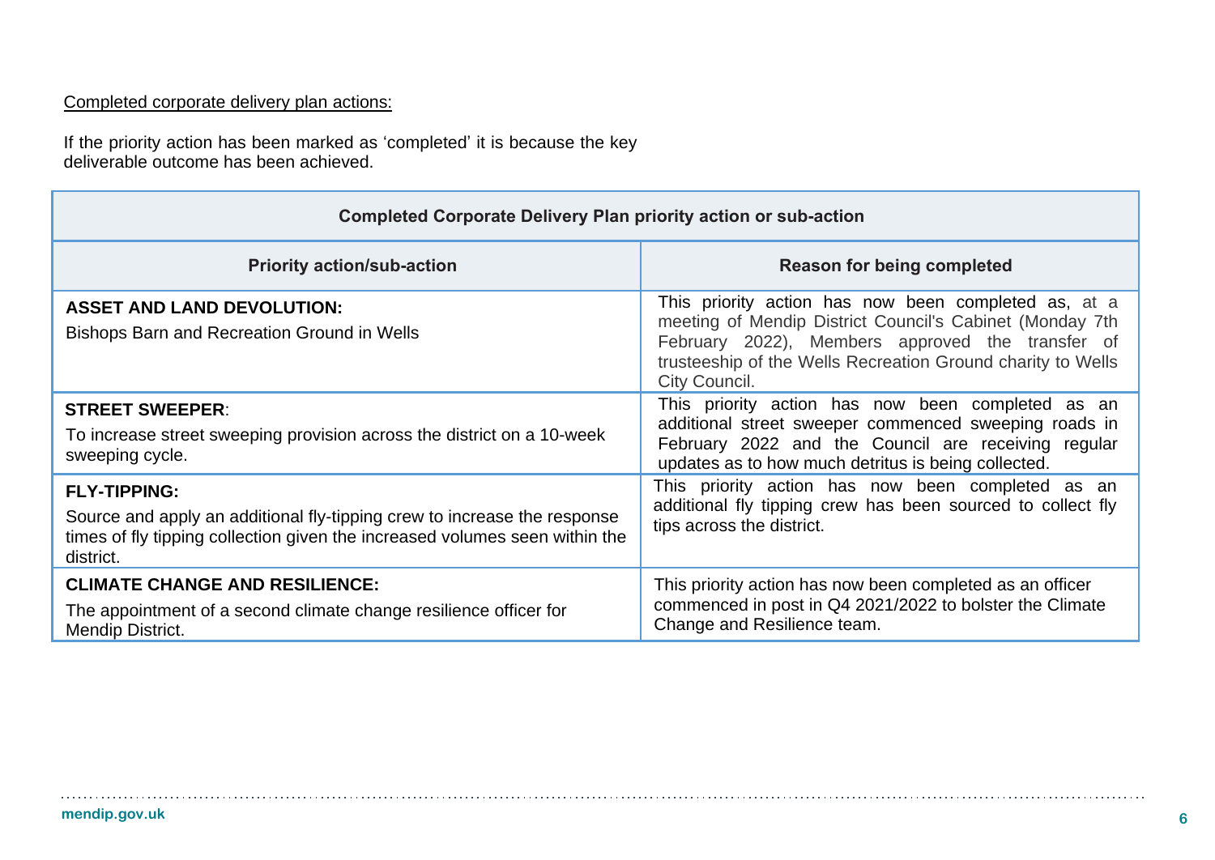Completed corporate delivery plan actions:

If the priority action has been marked as 'completed' it is because the key deliverable outcome has been achieved.

| **Completed Corporate Delivery Plan priority action or sub-action** | |
|---|---|
| **Priority action/sub-action** | **Reason for being completed** |
| **ASSET AND LAND DEVOLUTION:** Bishops Barn and Recreation Ground in Wells | This priority action has now been completed as, at a meeting of Mendip District Council's Cabinet (Monday 7th February 2022), Members approved the transfer of trusteeship of the Wells Recreation Ground charity to Wells City Council. |
| **STREET SWEEPER**: To increase street sweeping provision across the district on a 10-week sweeping cycle. | This priority action has now been completed as an additional street sweeper commenced sweeping roads in February 2022 and the Council are receiving regular updates as to how much detritus is being collected. |
| **FLY-TIPPING:** Source and apply an additional fly-tipping crew to increase the response times of fly tipping collection given the increased volumes seen within the district. | This priority action has now been completed as an additional fly tipping crew has been sourced to collect fly tips across the district. |
| **CLIMATE CHANGE AND RESILIENCE:** The appointment of a second climate change resilience officer for Mendip District. | This priority action has now been completed as an officer commenced in post in Q4 2021/2022 to bolster the Climate Change and Resilience team. |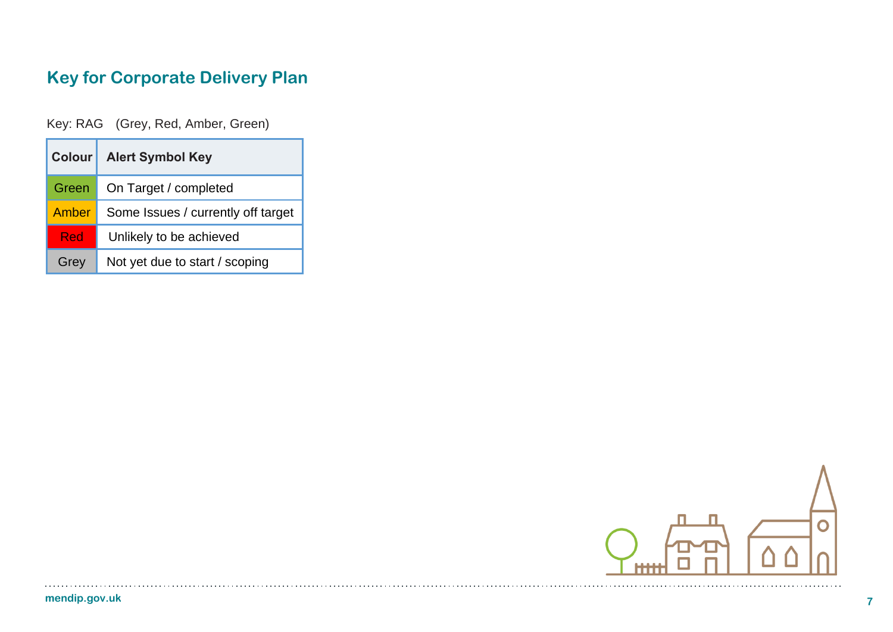## Key for Corporate Delivery Plan

Key: RAG (Grey, Red, Amber, Green)

| Colour | Alert Symbol Key |
|---|---|
| Green | On Target / completed |
| Amber | Some Issues / currently off target |
| Red | Unlikely to be achieved |
| Grey | Not yet due to start / scoping |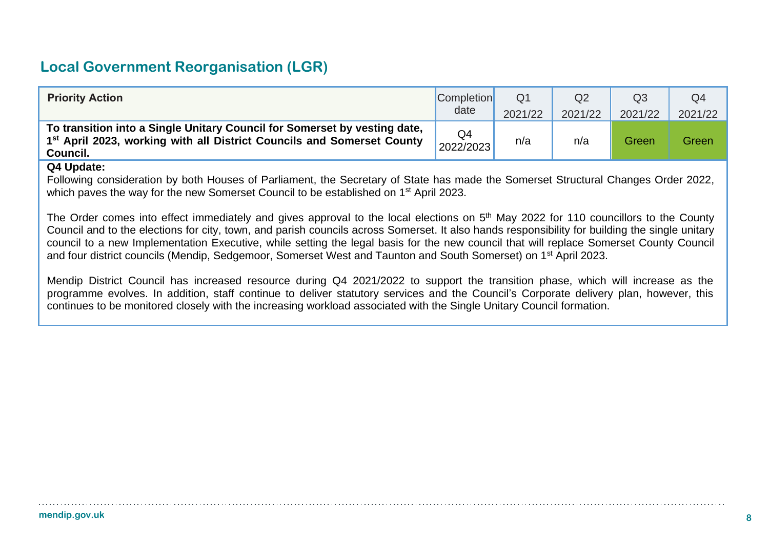## Local Government Reorganisation (LGR)

| Priority Action | Completion date | Q1 2021/22 | Q2 2021/22 | Q3 2021/22 | Q4 2021/22 |
|---|---|---|---|---|---|
| **To transition into a Single Unitary Council for Somerset by vesting date, 1st April 2023, working with all District Councils and Somerset County Council.** | Q4 2022/2023 | n/a | n/a | Green | Green |

**Q4 Update:**

Following consideration by both Houses of Parliament, the Secretary of State has made the Somerset Structural Changes Order 2022, which paves the way for the new Somerset Council to be established on 1st April 2023.

The Order comes into effect immediately and gives approval to the local elections on 5th May 2022 for 110 councillors to the County Council and to the elections for city, town, and parish councils across Somerset. It also hands responsibility for building the single unitary council to a new Implementation Executive, while setting the legal basis for the new council that will replace Somerset County Council and four district councils (Mendip, Sedgemoor, Somerset West and Taunton and South Somerset) on 1st April 2023.

Mendip District Council has increased resource during Q4 2021/2022 to support the transition phase, which will increase as the programme evolves. In addition, staff continue to deliver statutory services and the Council's Corporate delivery plan, however, this continues to be monitored closely with the increasing workload associated with the Single Unitary Council formation.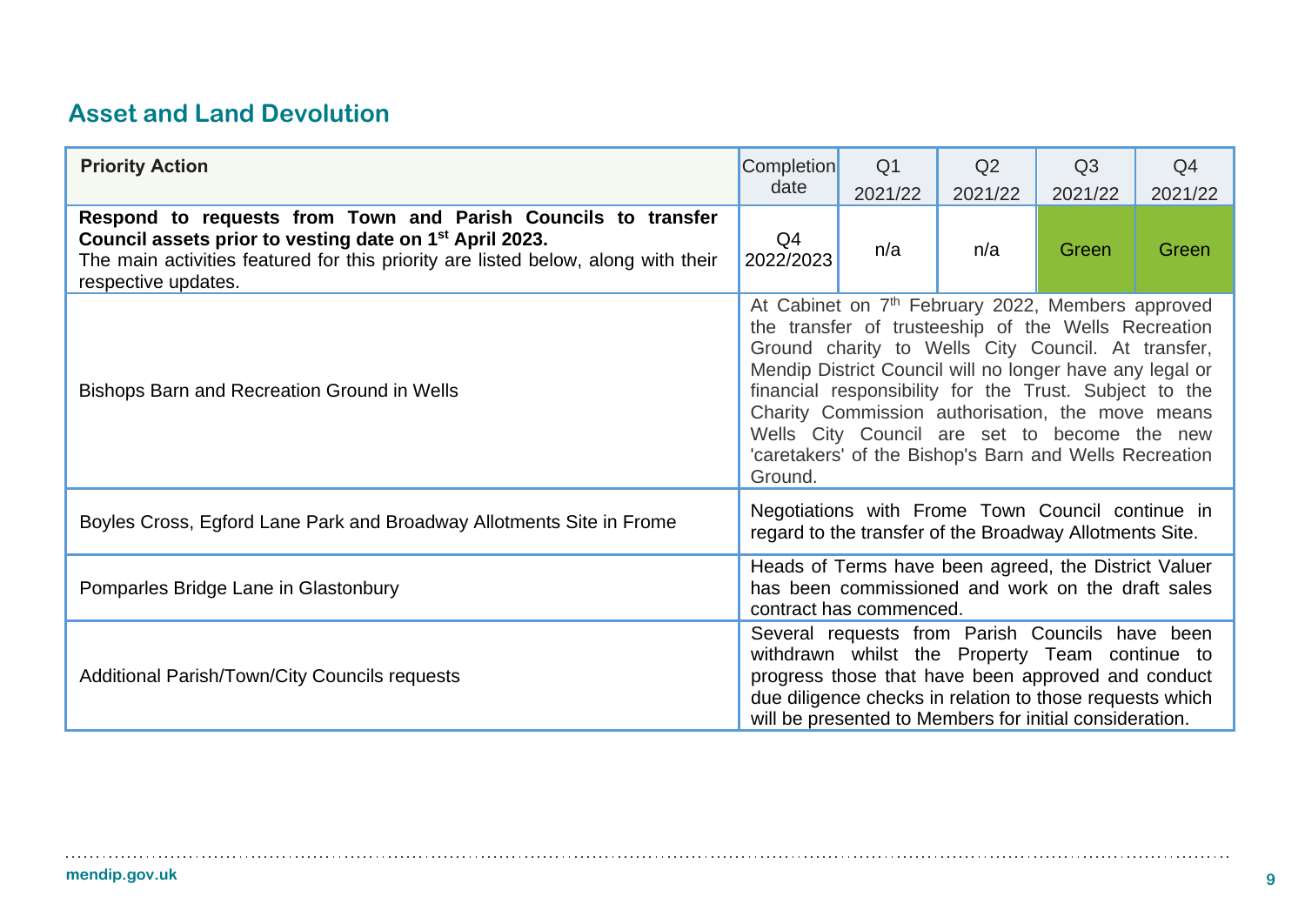## Asset and Land Devolution

| Priority Action | Completion date | Q1 2021/22 | Q2 2021/22 | Q3 2021/22 | Q4 2021/22 |
|---|---|---|---|---|---|
| **Respond to requests from Town and Parish Councils to transfer Council assets prior to vesting date on 1st April 2023.** The main activities featured for this priority are listed below, along with their respective updates. | Q4 2022/2023 | n/a | n/a | Green | Green |
| Bishops Barn and Recreation Ground in Wells | At Cabinet on 7th February 2022, Members approved the transfer of trusteeship of the Wells Recreation Ground charity to Wells City Council. At transfer, Mendip District Council will no longer have any legal or financial responsibility for the Trust. Subject to the Charity Commission authorisation, the move means Wells City Council are set to become the new 'caretakers' of the Bishop's Barn and Wells Recreation Ground. | | | | |
| Boyles Cross, Egford Lane Park and Broadway Allotments Site in Frome | Negotiations with Frome Town Council continue in regard to the transfer of the Broadway Allotments Site. | | | | |
| Pomparles Bridge Lane in Glastonbury | Heads of Terms have been agreed, the District Valuer has been commissioned and work on the draft sales contract has commenced. | | | | |
| Additional Parish/Town/City Councils requests | Several requests from Parish Councils have been withdrawn whilst the Property Team continue to progress those that have been approved and conduct due diligence checks in relation to those requests which will be presented to Members for initial consideration. | | | | |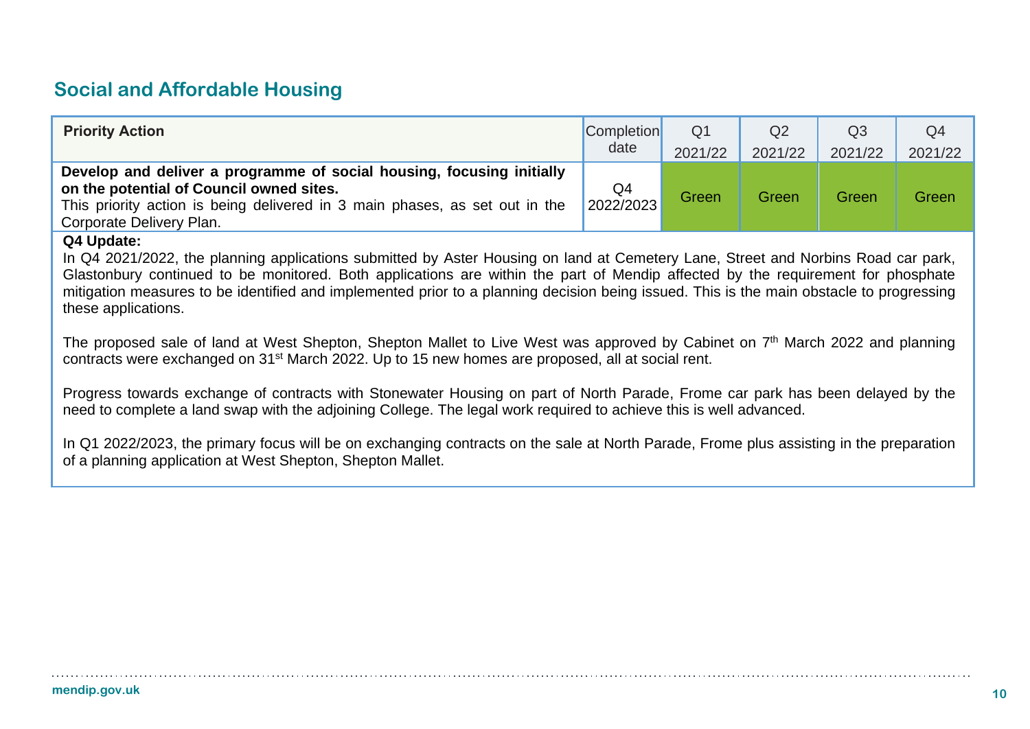## Social and Affordable Housing

| Priority Action | Completion date | Q1 2021/22 | Q2 2021/22 | Q3 2021/22 | Q4 2021/22 |
|---|---|---|---|---|---|
| **Develop and deliver a programme of social housing, focusing initially on the potential of Council owned sites.** This priority action is being delivered in 3 main phases, as set out in the Corporate Delivery Plan. | Q4 2022/2023 | Green | Green | Green | Green |

**Q4 Update:**

In Q4 2021/2022, the planning applications submitted by Aster Housing on land at Cemetery Lane, Street and Norbins Road car park, Glastonbury continued to be monitored. Both applications are within the part of Mendip affected by the requirement for phosphate mitigation measures to be identified and implemented prior to a planning decision being issued. This is the main obstacle to progressing these applications.

The proposed sale of land at West Shepton, Shepton Mallet to Live West was approved by Cabinet on 7th March 2022 and planning contracts were exchanged on 31st March 2022. Up to 15 new homes are proposed, all at social rent.

Progress towards exchange of contracts with Stonewater Housing on part of North Parade, Frome car park has been delayed by the need to complete a land swap with the adjoining College. The legal work required to achieve this is well advanced.

In Q1 2022/2023, the primary focus will be on exchanging contracts on the sale at North Parade, Frome plus assisting in the preparation of a planning application at West Shepton, Shepton Mallet.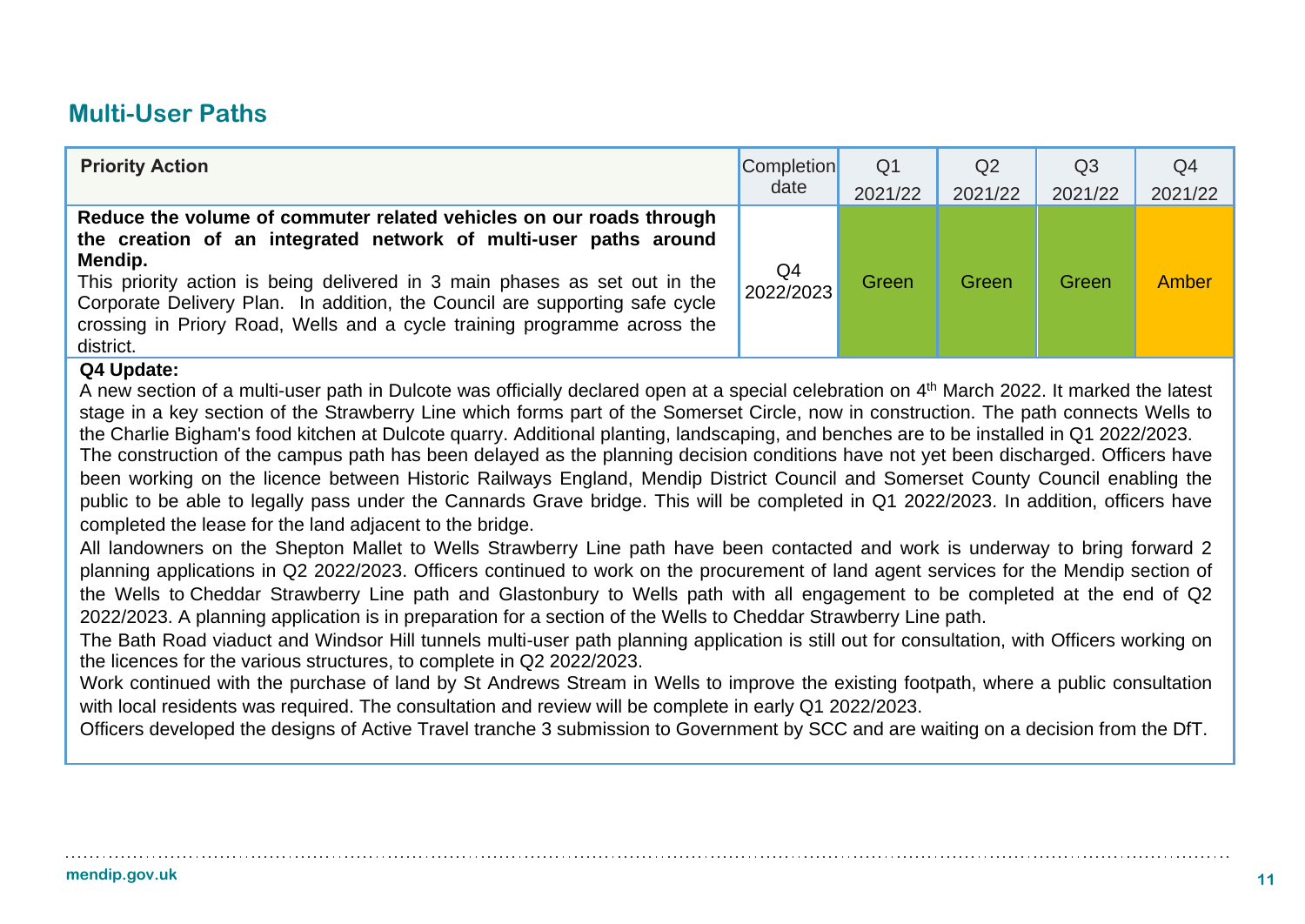## Multi-User Paths

| Priority Action | Completion date | Q1 2021/22 | Q2 2021/22 | Q3 2021/22 | Q4 2021/22 |
|---|---|---|---|---|---|
| **Reduce the volume of commuter related vehicles on our roads through the creation of an integrated network of multi-user paths around Mendip.** This priority action is being delivered in 3 main phases as set out in the Corporate Delivery Plan. In addition, the Council are supporting safe cycle crossing in Priory Road, Wells and a cycle training programme across the district. | Q4 2022/2023 | Green | Green | Green | Amber |

**Q4 Update:**

A new section of a multi-user path in Dulcote was officially declared open at a special celebration on 4th March 2022. It marked the latest stage in a key section of the Strawberry Line which forms part of the Somerset Circle, now in construction. The path connects Wells to the Charlie Bigham's food kitchen at Dulcote quarry. Additional planting, landscaping, and benches are to be installed in Q1 2022/2023.

The construction of the campus path has been delayed as the planning decision conditions have not yet been discharged. Officers have been working on the licence between Historic Railways England, Mendip District Council and Somerset County Council enabling the public to be able to legally pass under the Cannards Grave bridge. This will be completed in Q1 2022/2023. In addition, officers have completed the lease for the land adjacent to the bridge.

All landowners on the Shepton Mallet to Wells Strawberry Line path have been contacted and work is underway to bring forward 2 planning applications in Q2 2022/2023. Officers continued to work on the procurement of land agent services for the Mendip section of the Wells to Cheddar Strawberry Line path and Glastonbury to Wells path with all engagement to be completed at the end of Q2 2022/2023. A planning application is in preparation for a section of the Wells to Cheddar Strawberry Line path.

The Bath Road viaduct and Windsor Hill tunnels multi-user path planning application is still out for consultation, with Officers working on the licences for the various structures, to complete in Q2 2022/2023.

Work continued with the purchase of land by St Andrews Stream in Wells to improve the existing footpath, where a public consultation with local residents was required. The consultation and review will be complete in early Q1 2022/2023.

Officers developed the designs of Active Travel tranche 3 submission to Government by SCC and are waiting on a decision from the DfT.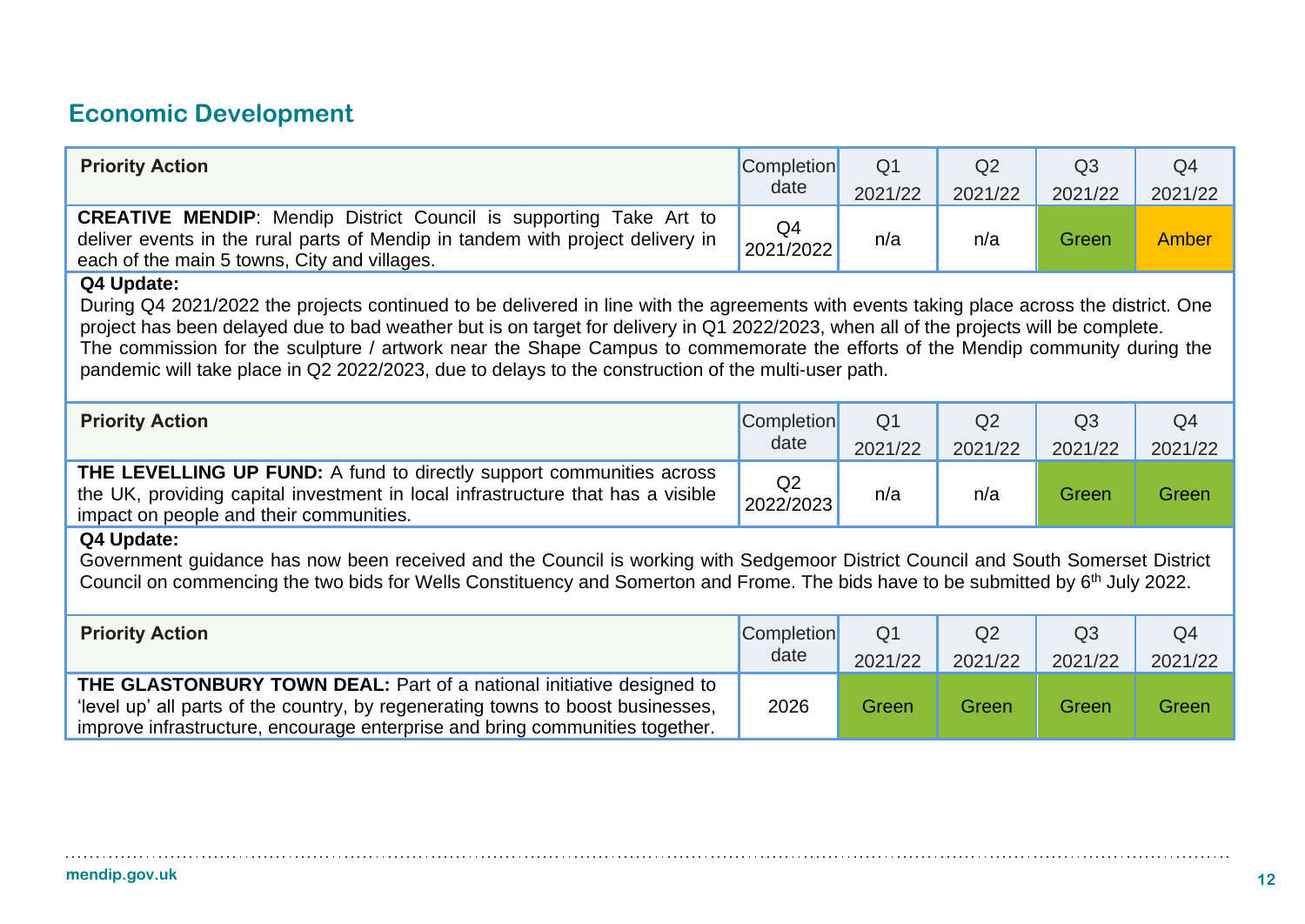## Economic Development

| Priority Action | Completion date | Q1 2021/22 | Q2 2021/22 | Q3 2021/22 | Q4 2021/22 |
|---|---|---|---|---|---|
| **CREATIVE MENDIP**: Mendip District Council is supporting Take Art to deliver events in the rural parts of Mendip in tandem with project delivery in each of the main 5 towns, City and villages. | Q4 2021/2022 | n/a | n/a | Green | Amber |

**Q4 Update:**

During Q4 2021/2022 the projects continued to be delivered in line with the agreements with events taking place across the district. One project has been delayed due to bad weather but is on target for delivery in Q1 2022/2023, when all of the projects will be complete.
The commission for the sculpture / artwork near the Shape Campus to commemorate the efforts of the Mendip community during the pandemic will take place in Q2 2022/2023, due to delays to the construction of the multi-user path.

| Priority Action | Completion date | Q1 2021/22 | Q2 2021/22 | Q3 2021/22 | Q4 2021/22 |
|---|---|---|---|---|---|
| **THE LEVELLING UP FUND:** A fund to directly support communities across the UK, providing capital investment in local infrastructure that has a visible impact on people and their communities. | Q2 2022/2023 | n/a | n/a | Green | Green |

**Q4 Update:**

Government guidance has now been received and the Council is working with Sedgemoor District Council and South Somerset District Council on commencing the two bids for Wells Constituency and Somerton and Frome. The bids have to be submitted by 6th July 2022.

| Priority Action | Completion date | Q1 2021/22 | Q2 2021/22 | Q3 2021/22 | Q4 2021/22 |
|---|---|---|---|---|---|
| **THE GLASTONBURY TOWN DEAL:** Part of a national initiative designed to 'level up' all parts of the country, by regenerating towns to boost businesses, improve infrastructure, encourage enterprise and bring communities together. | 2026 | Green | Green | Green | Green |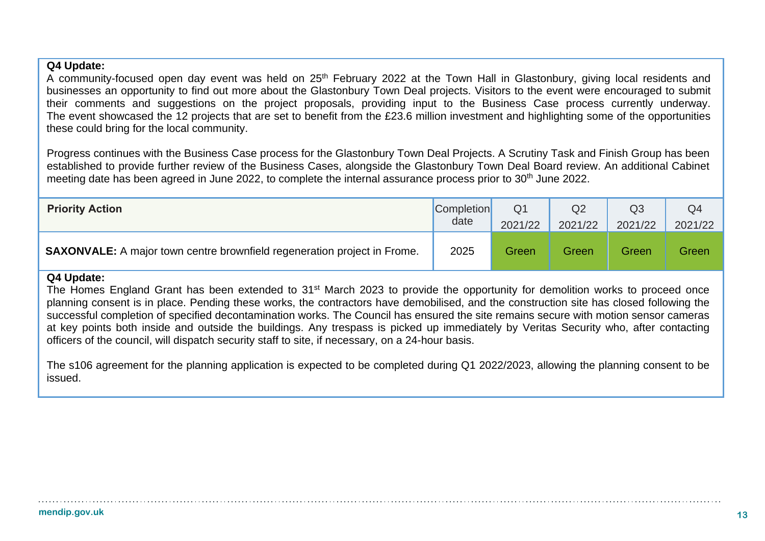**Q4 Update:**
A community-focused open day event was held on 25th February 2022 at the Town Hall in Glastonbury, giving local residents and businesses an opportunity to find out more about the Glastonbury Town Deal projects. Visitors to the event were encouraged to submit their comments and suggestions on the project proposals, providing input to the Business Case process currently underway. The event showcased the 12 projects that are set to benefit from the £23.6 million investment and highlighting some of the opportunities these could bring for the local community.

Progress continues with the Business Case process for the Glastonbury Town Deal Projects. A Scrutiny Task and Finish Group has been established to provide further review of the Business Cases, alongside the Glastonbury Town Deal Board review. An additional Cabinet meeting date has been agreed in June 2022, to complete the internal assurance process prior to 30th June 2022.

| **Priority Action** | Completion date | Q1 2021/22 | Q2 2021/22 | Q3 2021/22 | Q4 2021/22 |
|---|---|---|---|---|---|
| **SAXONVALE:** A major town centre brownfield regeneration project in Frome. | 2025 | Green | Green | Green | Green |

**Q4 Update:**
The Homes England Grant has been extended to 31st March 2023 to provide the opportunity for demolition works to proceed once planning consent is in place. Pending these works, the contractors have demobilised, and the construction site has closed following the successful completion of specified decontamination works. The Council has ensured the site remains secure with motion sensor cameras at key points both inside and outside the buildings. Any trespass is picked up immediately by Veritas Security who, after contacting officers of the council, will dispatch security staff to site, if necessary, on a 24-hour basis.

The s106 agreement for the planning application is expected to be completed during Q1 2022/2023, allowing the planning consent to be issued.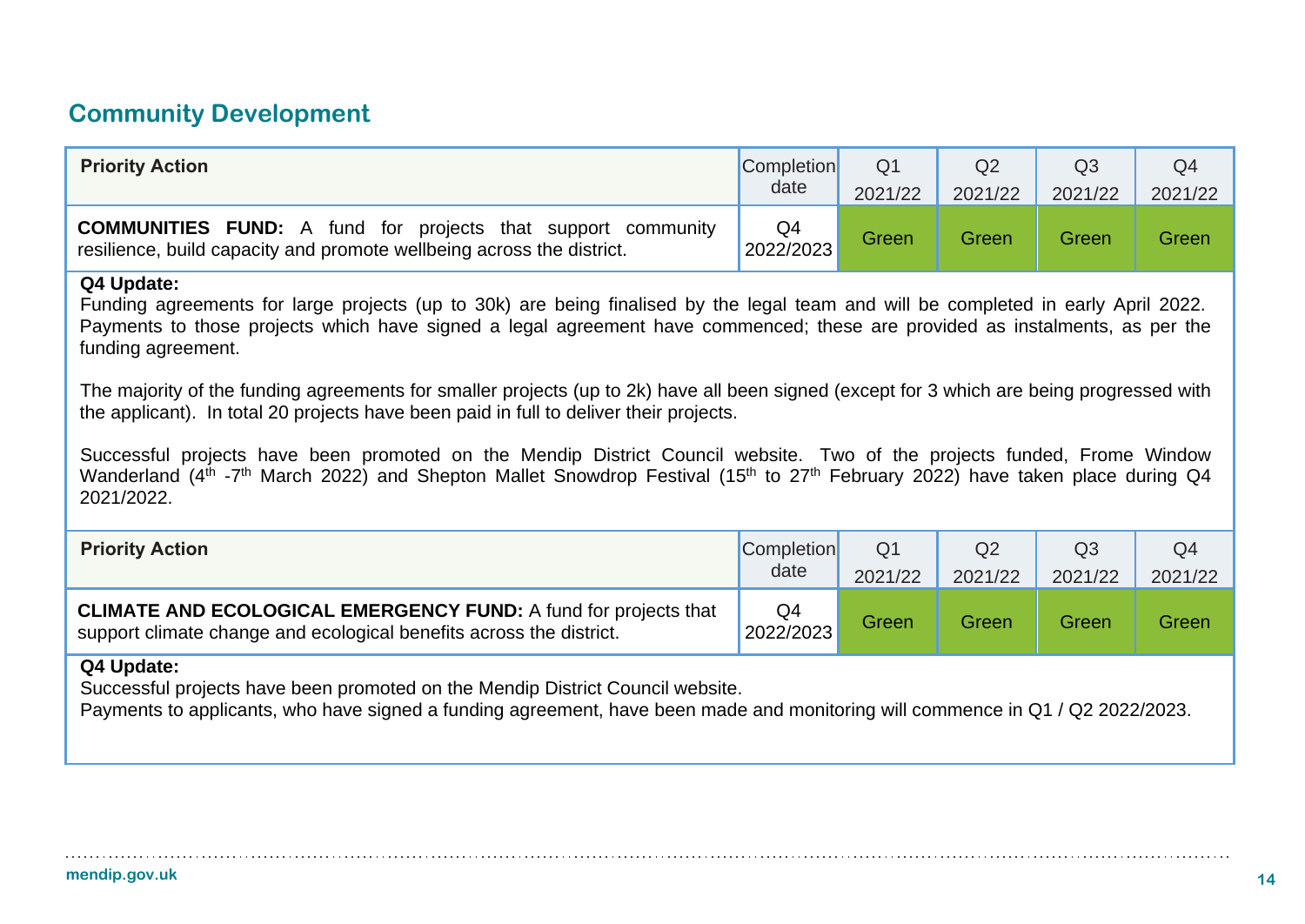## Community Development

| Priority Action | Completion date | Q1 2021/22 | Q2 2021/22 | Q3 2021/22 | Q4 2021/22 |
|---|---|---|---|---|---|
| **COMMUNITIES FUND:** A fund for projects that support community resilience, build capacity and promote wellbeing across the district. | Q4 2022/2023 | Green | Green | Green | Green |

**Q4 Update:**
Funding agreements for large projects (up to 30k) are being finalised by the legal team and will be completed in early April 2022. Payments to those projects which have signed a legal agreement have commenced; these are provided as instalments, as per the funding agreement.

The majority of the funding agreements for smaller projects (up to 2k) have all been signed (except for 3 which are being progressed with the applicant). In total 20 projects have been paid in full to deliver their projects.

Successful projects have been promoted on the Mendip District Council website. Two of the projects funded, Frome Window Wanderland (4th -7th March 2022) and Shepton Mallet Snowdrop Festival (15th to 27th February 2022) have taken place during Q4 2021/2022.

| Priority Action | Completion date | Q1 2021/22 | Q2 2021/22 | Q3 2021/22 | Q4 2021/22 |
|---|---|---|---|---|---|
| **CLIMATE AND ECOLOGICAL EMERGENCY FUND:** A fund for projects that support climate change and ecological benefits across the district. | Q4 2022/2023 | Green | Green | Green | Green |

**Q4 Update:**
Successful projects have been promoted on the Mendip District Council website.
Payments to applicants, who have signed a funding agreement, have been made and monitoring will commence in Q1 / Q2 2022/2023.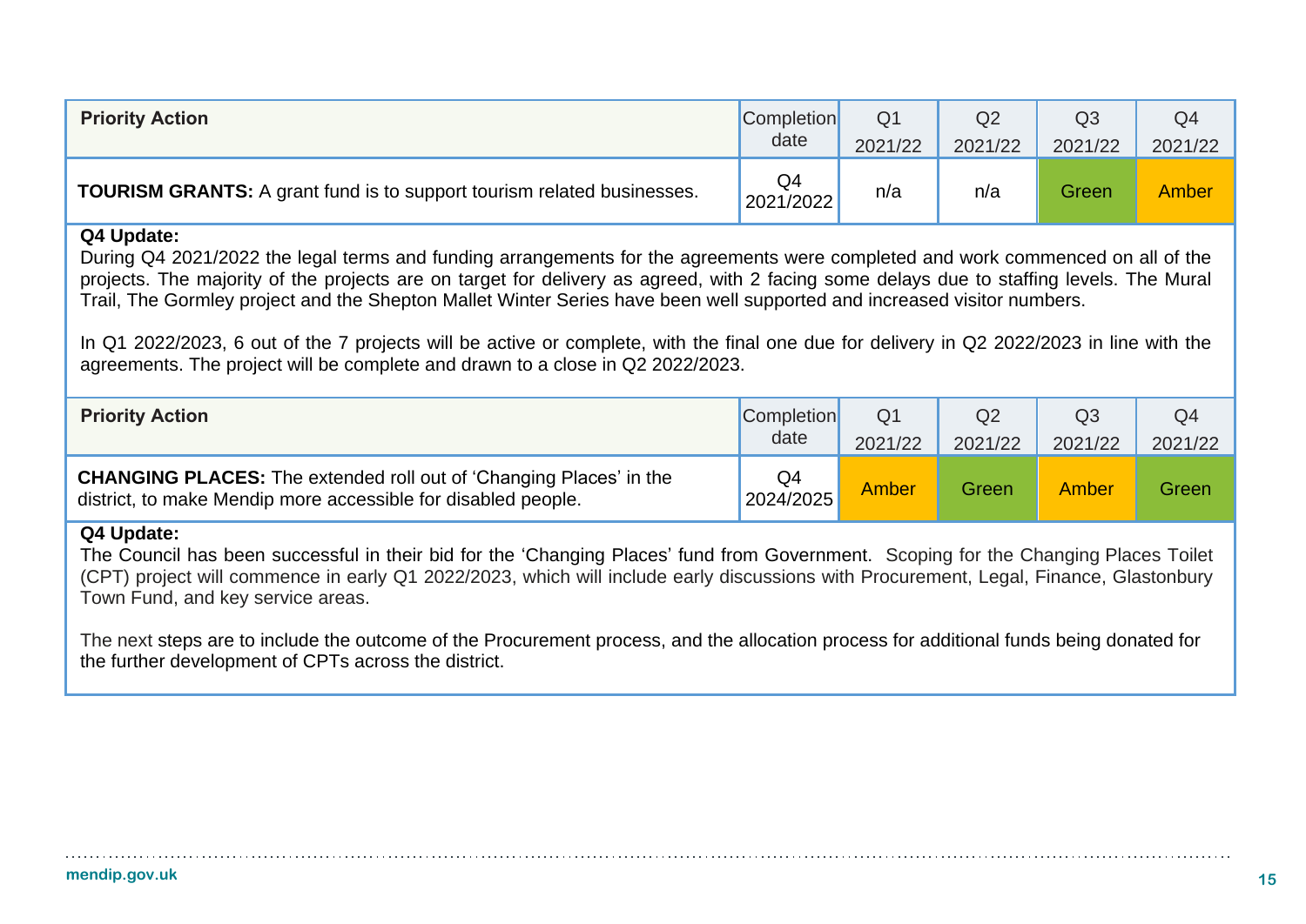| Priority Action | Completion date | Q1 2021/22 | Q2 2021/22 | Q3 2021/22 | Q4 2021/22 |
|---|---|---|---|---|---|
| **TOURISM GRANTS:** A grant fund is to support tourism related businesses. | Q4 2021/2022 | n/a | n/a | Green | Amber |

**Q4 Update:**

During Q4 2021/2022 the legal terms and funding arrangements for the agreements were completed and work commenced on all of the projects. The majority of the projects are on target for delivery as agreed, with 2 facing some delays due to staffing levels. The Mural Trail, The Gormley project and the Shepton Mallet Winter Series have been well supported and increased visitor numbers.

In Q1 2022/2023, 6 out of the 7 projects will be active or complete, with the final one due for delivery in Q2 2022/2023 in line with the agreements. The project will be complete and drawn to a close in Q2 2022/2023.

| Priority Action | Completion date | Q1 2021/22 | Q2 2021/22 | Q3 2021/22 | Q4 2021/22 |
|---|---|---|---|---|---|
| **CHANGING PLACES:** The extended roll out of 'Changing Places' in the district, to make Mendip more accessible for disabled people. | Q4 2024/2025 | Amber | Green | Amber | Green |

**Q4 Update:**

The Council has been successful in their bid for the 'Changing Places' fund from Government. Scoping for the Changing Places Toilet (CPT) project will commence in early Q1 2022/2023, which will include early discussions with Procurement, Legal, Finance, Glastonbury Town Fund, and key service areas.

The next steps are to include the outcome of the Procurement process, and the allocation process for additional funds being donated for the further development of CPTs across the district.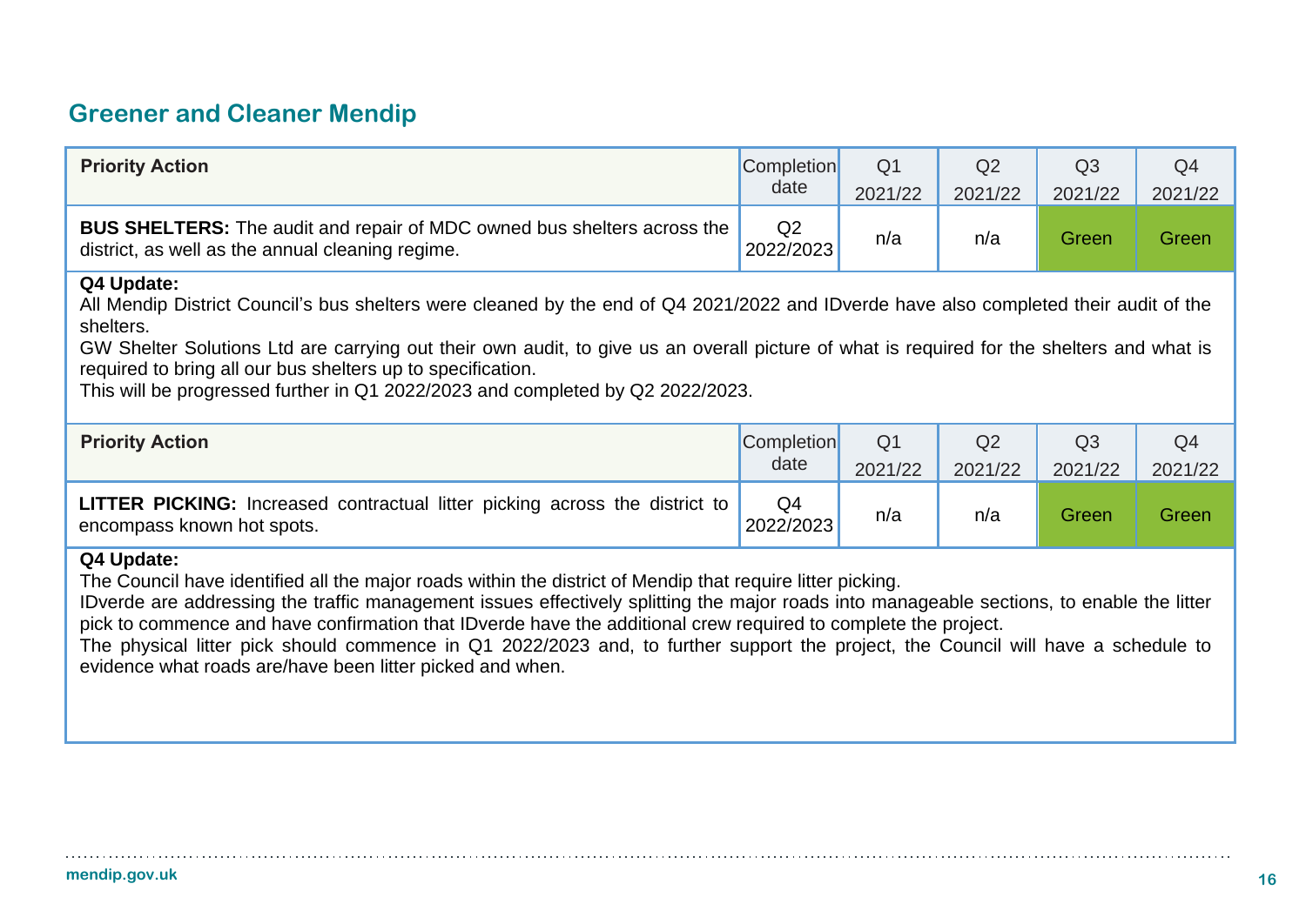## Greener and Cleaner Mendip

| Priority Action | Completion date | Q1 2021/22 | Q2 2021/22 | Q3 2021/22 | Q4 2021/22 |
|---|---|---|---|---|---|
| **BUS SHELTERS:** The audit and repair of MDC owned bus shelters across the district, as well as the annual cleaning regime. | Q2 2022/2023 | n/a | n/a | Green | Green |

**Q4 Update:**
All Mendip District Council's bus shelters were cleaned by the end of Q4 2021/2022 and IDverde have also completed their audit of the shelters.
GW Shelter Solutions Ltd are carrying out their own audit, to give us an overall picture of what is required for the shelters and what is required to bring all our bus shelters up to specification.
This will be progressed further in Q1 2022/2023 and completed by Q2 2022/2023.

| Priority Action | Completion date | Q1 2021/22 | Q2 2021/22 | Q3 2021/22 | Q4 2021/22 |
|---|---|---|---|---|---|
| **LITTER PICKING:** Increased contractual litter picking across the district to encompass known hot spots. | Q4 2022/2023 | n/a | n/a | Green | Green |

**Q4 Update:**
The Council have identified all the major roads within the district of Mendip that require litter picking.
IDverde are addressing the traffic management issues effectively splitting the major roads into manageable sections, to enable the litter pick to commence and have confirmation that IDverde have the additional crew required to complete the project.
The physical litter pick should commence in Q1 2022/2023 and, to further support the project, the Council will have a schedule to evidence what roads are/have been litter picked and when.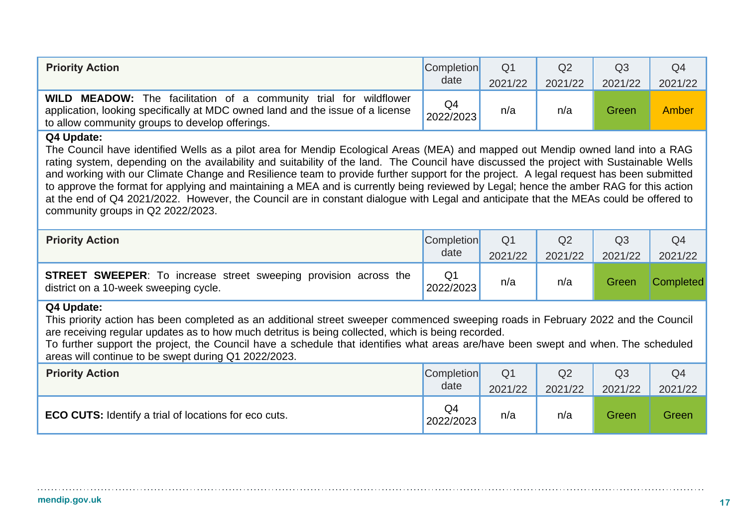| Priority Action | Completion date | Q1 2021/22 | Q2 2021/22 | Q3 2021/22 | Q4 2021/22 |
|---|---|---|---|---|---|
| **WILD MEADOW:** The facilitation of a community trial for wildflower application, looking specifically at MDC owned land and the issue of a license to allow community groups to develop offerings. | Q4 2022/2023 | n/a | n/a | Green | Amber |

**Q4 Update:**
The Council have identified Wells as a pilot area for Mendip Ecological Areas (MEA) and mapped out Mendip owned land into a RAG rating system, depending on the availability and suitability of the land. The Council have discussed the project with Sustainable Wells and working with our Climate Change and Resilience team to provide further support for the project. A legal request has been submitted to approve the format for applying and maintaining a MEA and is currently being reviewed by Legal; hence the amber RAG for this action at the end of Q4 2021/2022. However, the Council are in constant dialogue with Legal and anticipate that the MEAs could be offered to community groups in Q2 2022/2023.

| Priority Action | Completion date | Q1 2021/22 | Q2 2021/22 | Q3 2021/22 | Q4 2021/22 |
|---|---|---|---|---|---|
| **STREET SWEEPER**: To increase street sweeping provision across the district on a 10-week sweeping cycle. | Q1 2022/2023 | n/a | n/a | Green | Completed |

**Q4 Update:**
This priority action has been completed as an additional street sweeper commenced sweeping roads in February 2022 and the Council are receiving regular updates as to how much detritus is being collected, which is being recorded.
To further support the project, the Council have a schedule that identifies what areas are/have been swept and when. The scheduled areas will continue to be swept during Q1 2022/2023.

| Priority Action | Completion date | Q1 2021/22 | Q2 2021/22 | Q3 2021/22 | Q4 2021/22 |
|---|---|---|---|---|---|
| **ECO CUTS:** Identify a trial of locations for eco cuts. | Q4 2022/2023 | n/a | n/a | Green | Green |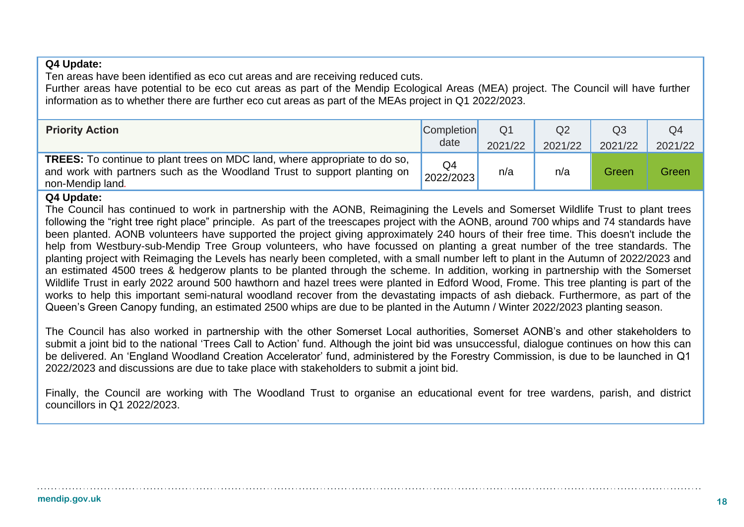**Q4 Update:**

Ten areas have been identified as eco cut areas and are receiving reduced cuts.

Further areas have potential to be eco cut areas as part of the Mendip Ecological Areas (MEA) project. The Council will have further information as to whether there are further eco cut areas as part of the MEAs project in Q1 2022/2023.

| **Priority Action** | Completion date | Q1 2021/22 | Q2 2021/22 | Q3 2021/22 | Q4 2021/22 |
|---|---|---|---|---|---|
| **TREES:** To continue to plant trees on MDC land, where appropriate to do so, and work with partners such as the Woodland Trust to support planting on non-Mendip land. | Q4 2022/2023 | n/a | n/a | Green | Green |

**Q4 Update:**

The Council has continued to work in partnership with the AONB, Reimagining the Levels and Somerset Wildlife Trust to plant trees following the "right tree right place" principle. As part of the treescapes project with the AONB, around 700 whips and 74 standards have been planted. AONB volunteers have supported the project giving approximately 240 hours of their free time. This doesn't include the help from Westbury-sub-Mendip Tree Group volunteers, who have focussed on planting a great number of the tree standards. The planting project with Reimaging the Levels has nearly been completed, with a small number left to plant in the Autumn of 2022/2023 and an estimated 4500 trees & hedgerow plants to be planted through the scheme. In addition, working in partnership with the Somerset Wildlife Trust in early 2022 around 500 hawthorn and hazel trees were planted in Edford Wood, Frome. This tree planting is part of the works to help this important semi-natural woodland recover from the devastating impacts of ash dieback. Furthermore, as part of the Queen's Green Canopy funding, an estimated 2500 whips are due to be planted in the Autumn / Winter 2022/2023 planting season.

The Council has also worked in partnership with the other Somerset Local authorities, Somerset AONB's and other stakeholders to submit a joint bid to the national 'Trees Call to Action' fund. Although the joint bid was unsuccessful, dialogue continues on how this can be delivered. An 'England Woodland Creation Accelerator' fund, administered by the Forestry Commission, is due to be launched in Q1 2022/2023 and discussions are due to take place with stakeholders to submit a joint bid.

Finally, the Council are working with The Woodland Trust to organise an educational event for tree wardens, parish, and district councillors in Q1 2022/2023.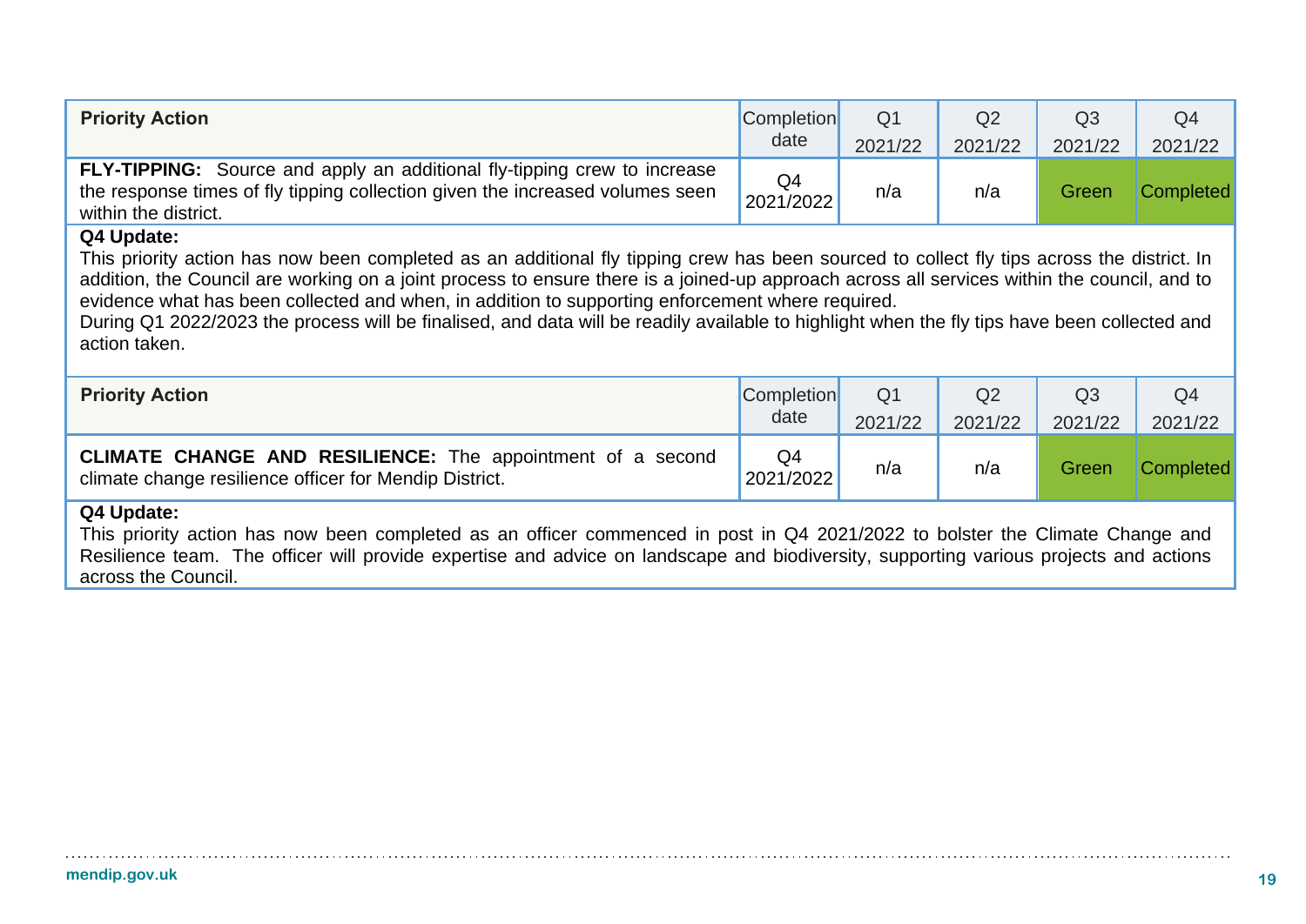| Priority Action | Completion date | Q1 2021/22 | Q2 2021/22 | Q3 2021/22 | Q4 2021/22 |
|---|---|---|---|---|---|
| **FLY-TIPPING:** Source and apply an additional fly-tipping crew to increase the response times of fly tipping collection given the increased volumes seen within the district. | Q4 2021/2022 | n/a | n/a | Green | Completed |

**Q4 Update:**
This priority action has now been completed as an additional fly tipping crew has been sourced to collect fly tips across the district. In addition, the Council are working on a joint process to ensure there is a joined-up approach across all services within the council, and to evidence what has been collected and when, in addition to supporting enforcement where required.
During Q1 2022/2023 the process will be finalised, and data will be readily available to highlight when the fly tips have been collected and action taken.

| Priority Action | Completion date | Q1 2021/22 | Q2 2021/22 | Q3 2021/22 | Q4 2021/22 |
|---|---|---|---|---|---|
| **CLIMATE CHANGE AND RESILIENCE:** The appointment of a second climate change resilience officer for Mendip District. | Q4 2021/2022 | n/a | n/a | Green | Completed |

**Q4 Update:**
This priority action has now been completed as an officer commenced in post in Q4 2021/2022 to bolster the Climate Change and Resilience team. The officer will provide expertise and advice on landscape and biodiversity, supporting various projects and actions across the Council.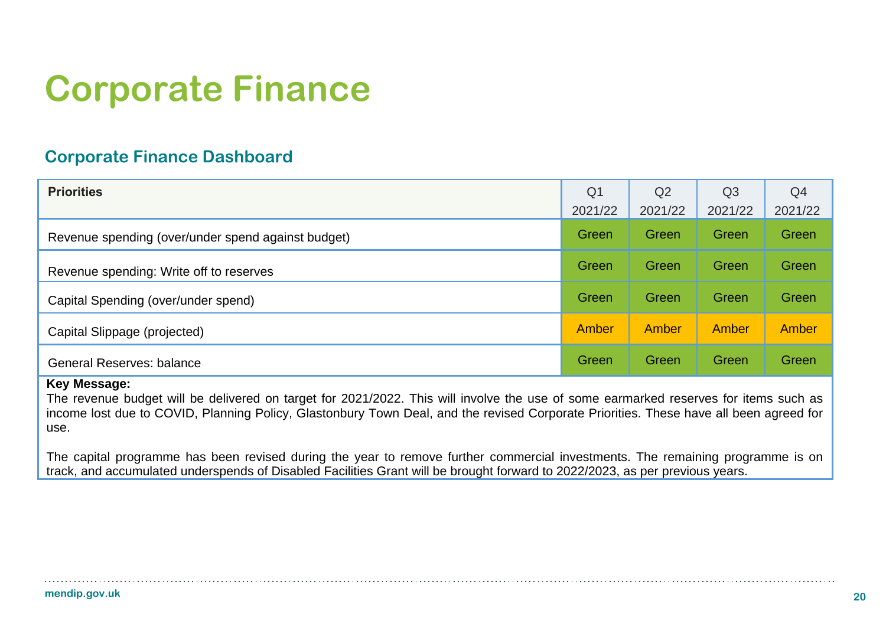# Corporate Finance

## Corporate Finance Dashboard

| Priorities | Q1 2021/22 | Q2 2021/22 | Q3 2021/22 | Q4 2021/22 |
|---|---|---|---|---|
| Revenue spending (over/under spend against budget) | Green | Green | Green | Green |
| Revenue spending: Write off to reserves | Green | Green | Green | Green |
| Capital Spending (over/under spend) | Green | Green | Green | Green |
| Capital Slippage (projected) | Amber | Amber | Amber | Amber |
| General Reserves: balance | Green | Green | Green | Green |

**Key Message:**

The revenue budget will be delivered on target for 2021/2022. This will involve the use of some earmarked reserves for items such as income lost due to COVID, Planning Policy, Glastonbury Town Deal, and the revised Corporate Priorities. These have all been agreed for use.

The capital programme has been revised during the year to remove further commercial investments. The remaining programme is on track, and accumulated underspends of Disabled Facilities Grant will be brought forward to 2022/2023, as per previous years.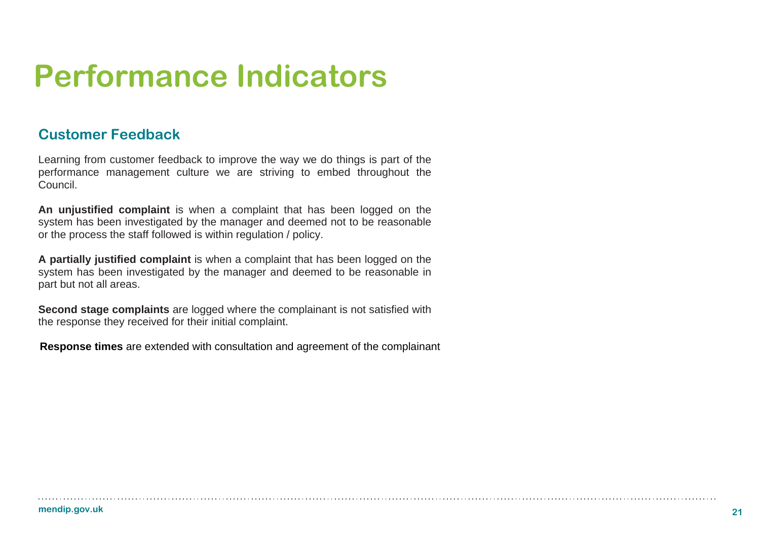# Performance Indicators

## Customer Feedback

Learning from customer feedback to improve the way we do things is part of the performance management culture we are striving to embed throughout the Council.

**An unjustified complaint** is when a complaint that has been logged on the system has been investigated by the manager and deemed not to be reasonable or the process the staff followed is within regulation / policy.

**A partially justified complaint** is when a complaint that has been logged on the system has been investigated by the manager and deemed to be reasonable in part but not all areas.

**Second stage complaints** are logged where the complainant is not satisfied with the response they received for their initial complaint.

**Response times** are extended with consultation and agreement of the complainant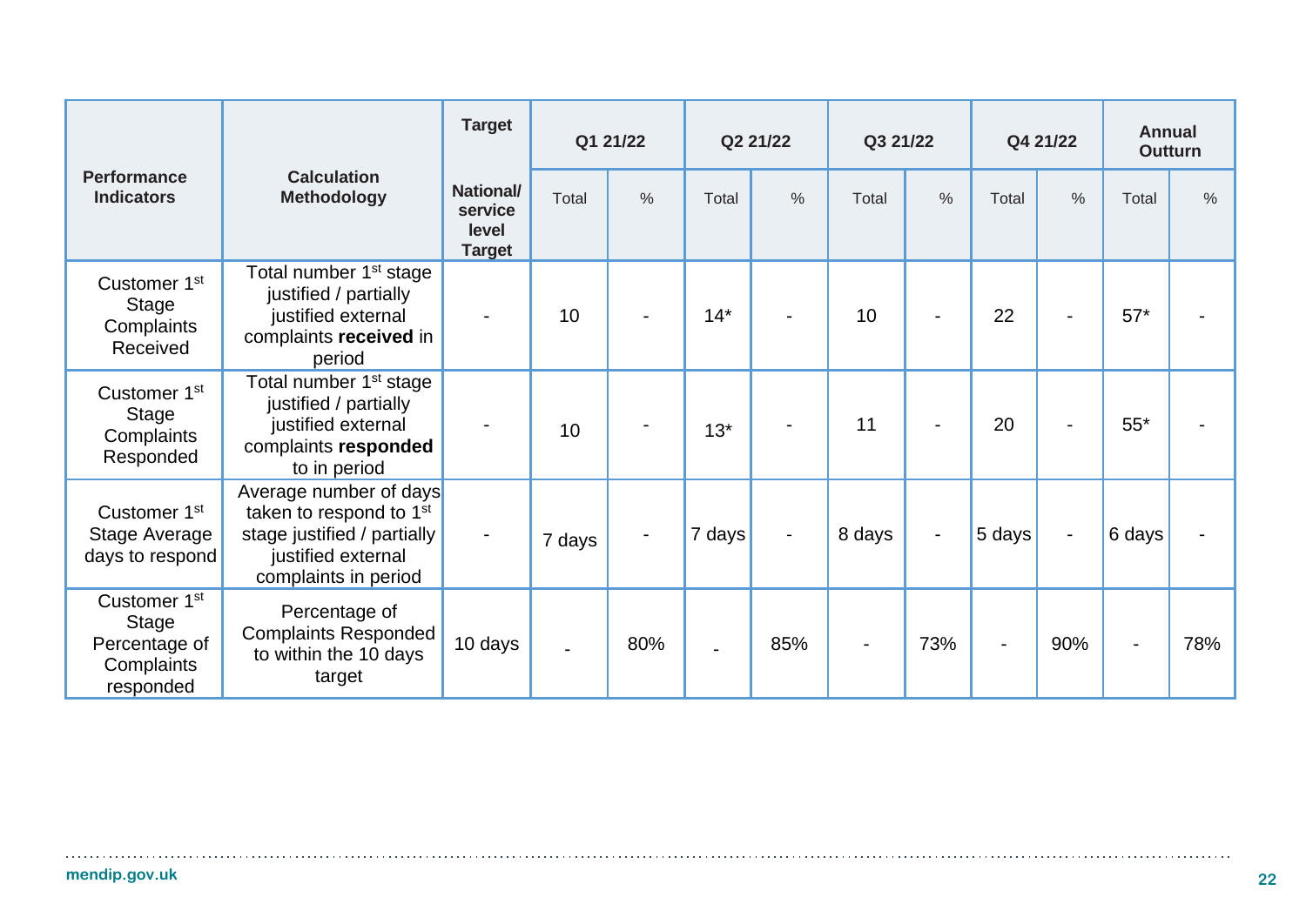| Performance Indicators | Calculation Methodology | Target | Q1 21/22 | | Q2 21/22 | | Q3 21/22 | | Q4 21/22 | | Annual Outturn | |
|---|---|---|---|---|---|---|---|---|---|---|---|---|
| | | National/ service level Target | Total | % | Total | % | Total | % | Total | % | Total | % |
| Customer 1st Stage Complaints Received | Total number 1st stage justified / partially justified external complaints **received** in period | - | 10 | - | 14* | - | 10 | - | 22 | - | 57* | - |
| Customer 1st Stage Complaints Responded | Total number 1st stage justified / partially justified external complaints **responded** to in period | - | 10 | - | 13* | - | 11 | - | 20 | - | 55* | - |
| Customer 1st Stage Average days to respond | Average number of days taken to respond to 1st stage justified / partially justified external complaints in period | - | 7 days | - | 7 days | - | 8 days | - | 5 days | - | 6 days | - |
| Customer 1st Stage Percentage of Complaints responded | Percentage of Complaints Responded to within the 10 days target | 10 days | - | 80% | - | 85% | - | 73% | - | 90% | - | 78% |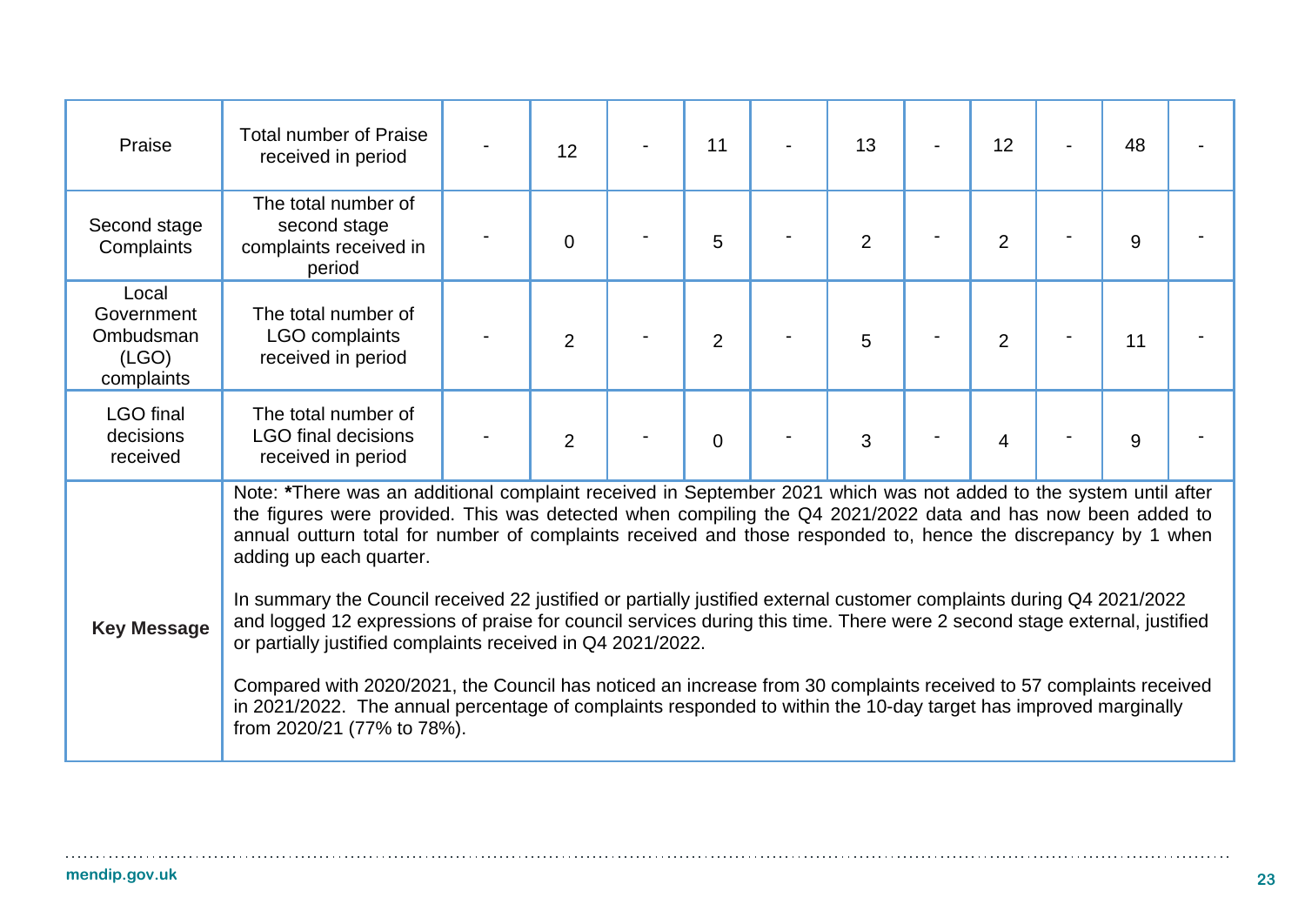| Praise | Total number of Praise received in period | - | 12 | - | 11 | - | 13 | - | 12 | - | 48 | - |
|---|---|---|---|---|---|---|---|---|---|---|---|---|
| Second stage Complaints | The total number of second stage complaints received in period | - | 0 | - | 5 | - | 2 | - | 2 | - | 9 | - |
| Local Government Ombudsman (LGO) complaints | The total number of LGO complaints received in period | - | 2 | - | 2 | - | 5 | - | 2 | - | 11 | - |
| LGO final decisions received | The total number of LGO final decisions received in period | - | 2 | - | 0 | - | 3 | - | 4 | - | 9 | - |
| **Key Message** | Note: ***There was an additional complaint received in September 2021 which was not added to the system until after the figures were provided. This was detected when compiling the Q4 2021/2022 data and has now been added to annual outturn total for number of complaints received and those responded to, hence the discrepancy by 1 when adding up each quarter.<br><br>In summary the Council received 22 justified or partially justified external customer complaints during Q4 2021/2022 and logged 12 expressions of praise for council services during this time. There were 2 second stage external, justified or partially justified complaints received in Q4 2021/2022.<br><br>Compared with 2020/2021, the Council has noticed an increase from 30 complaints received to 57 complaints received in 2021/2022. The annual percentage of complaints responded to within the 10-day target has improved marginally from 2020/21 (77% to 78%). | | | | | | | | | | | |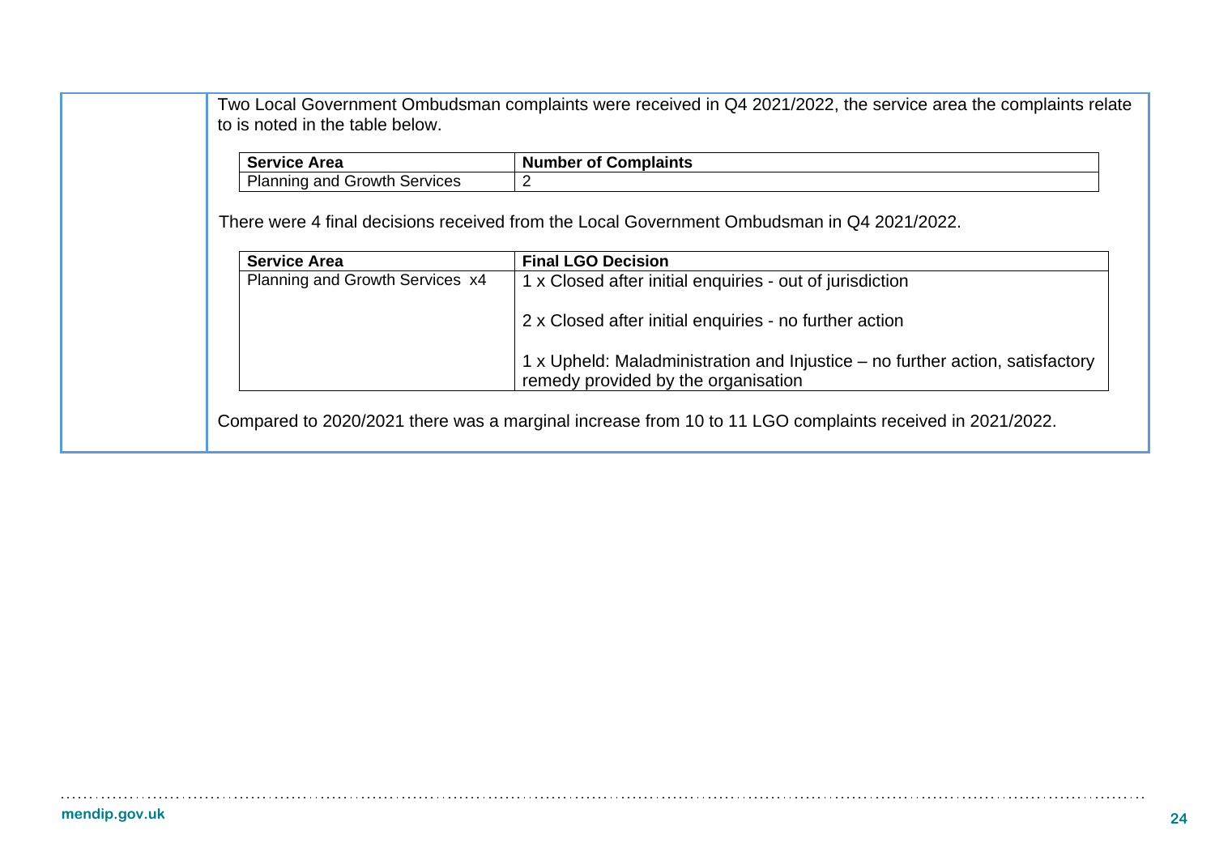Two Local Government Ombudsman complaints were received in Q4 2021/2022, the service area the complaints relate to is noted in the table below.

| Service Area | Number of Complaints |
| --- | --- |
| Planning and Growth Services | 2 |

There were 4 final decisions received from the Local Government Ombudsman in Q4 2021/2022.

| Service Area | Final LGO Decision |
| --- | --- |
| Planning and Growth Services x4 | 1 x Closed after initial enquiries - out of jurisdiction<br><br>2 x Closed after initial enquiries - no further action<br><br>1 x Upheld: Maladministration and Injustice – no further action, satisfactory remedy provided by the organisation |

Compared to 2020/2021 there was a marginal increase from 10 to 11 LGO complaints received in 2021/2022.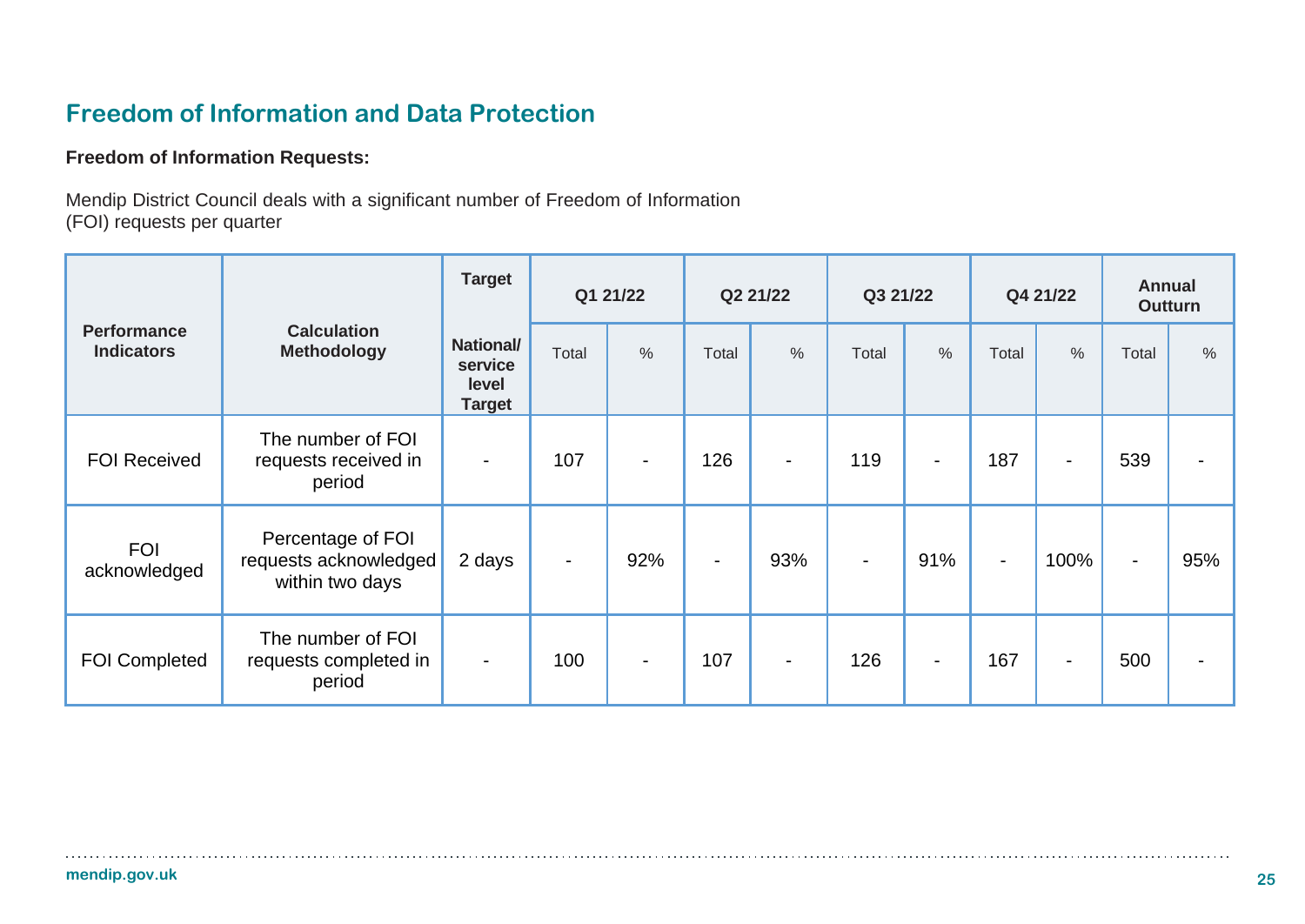## Freedom of Information and Data Protection

**Freedom of Information Requests:**

Mendip District Council deals with a significant number of Freedom of Information (FOI) requests per quarter

| Performance Indicators | Calculation Methodology | Target | Q1 21/22 | | Q2 21/22 | | Q3 21/22 | | Q4 21/22 | | Annual Outturn | |
|---|---|---|---|---|---|---|---|---|---|---|---|---|
| | | National/ service level Target | Total | % | Total | % | Total | % | Total | % | Total | % |
| FOI Received | The number of FOI requests received in period | - | 107 | - | 126 | - | 119 | - | 187 | - | 539 | - |
| FOI acknowledged | Percentage of FOI requests acknowledged within two days | 2 days | - | 92% | - | 93% | - | 91% | - | 100% | - | 95% |
| FOI Completed | The number of FOI requests completed in period | - | 100 | - | 107 | - | 126 | - | 167 | - | 500 | - |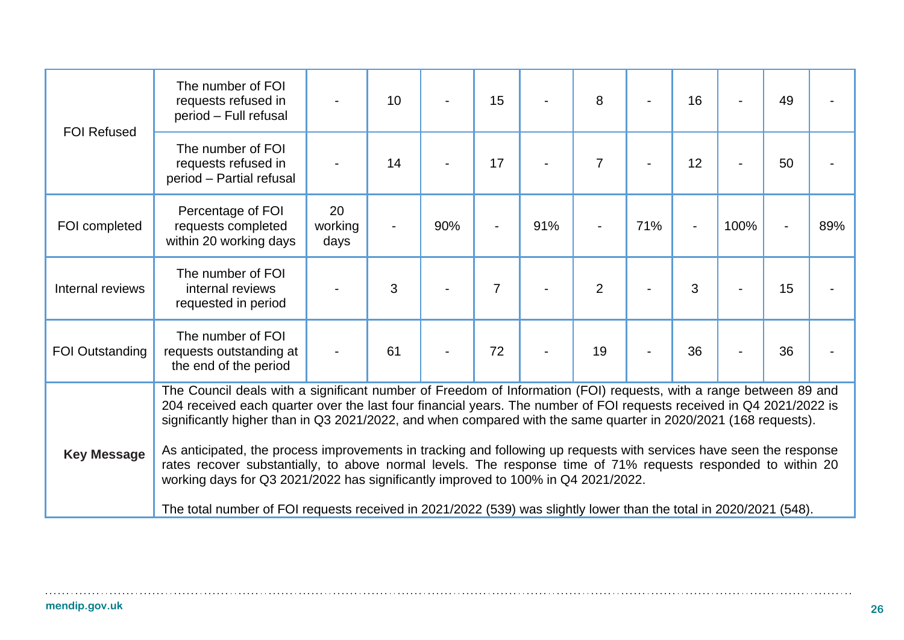| | | | | | | | | | | | | | |
|---|---|---|---|---|---|---|---|---|---|---|---|---|---|
| FOI Refused | The number of FOI requests refused in period – Full refusal | - | 10 | - | 15 | - | 8 | - | 16 | - | 49 | - |
| | The number of FOI requests refused in period – Partial refusal | - | 14 | - | 17 | - | 7 | - | 12 | - | 50 | - |
| FOI completed | Percentage of FOI requests completed within 20 working days | 20 working days | - | 90% | - | 91% | - | 71% | - | 100% | - | 89% |
| Internal reviews | The number of FOI internal reviews requested in period | - | 3 | - | 7 | - | 2 | - | 3 | - | 15 | - |
| FOI Outstanding | The number of FOI requests outstanding at the end of the period | - | 61 | - | 72 | - | 19 | - | 36 | - | 36 | - |
| **Key Message** | The Council deals with a significant number of Freedom of Information (FOI) requests, with a range between 89 and 204 received each quarter over the last four financial years. The number of FOI requests received in Q4 2021/2022 is significantly higher than in Q3 2021/2022, and when compared with the same quarter in 2020/2021 (168 requests).<br><br>As anticipated, the process improvements in tracking and following up requests with services have seen the response rates recover substantially, to above normal levels. The response time of 71% requests responded to within 20 working days for Q3 2021/2022 has significantly improved to 100% in Q4 2021/2022.<br><br>The total number of FOI requests received in 2021/2022 (539) was slightly lower than the total in 2020/2021 (548). | | | | | | | | | | | |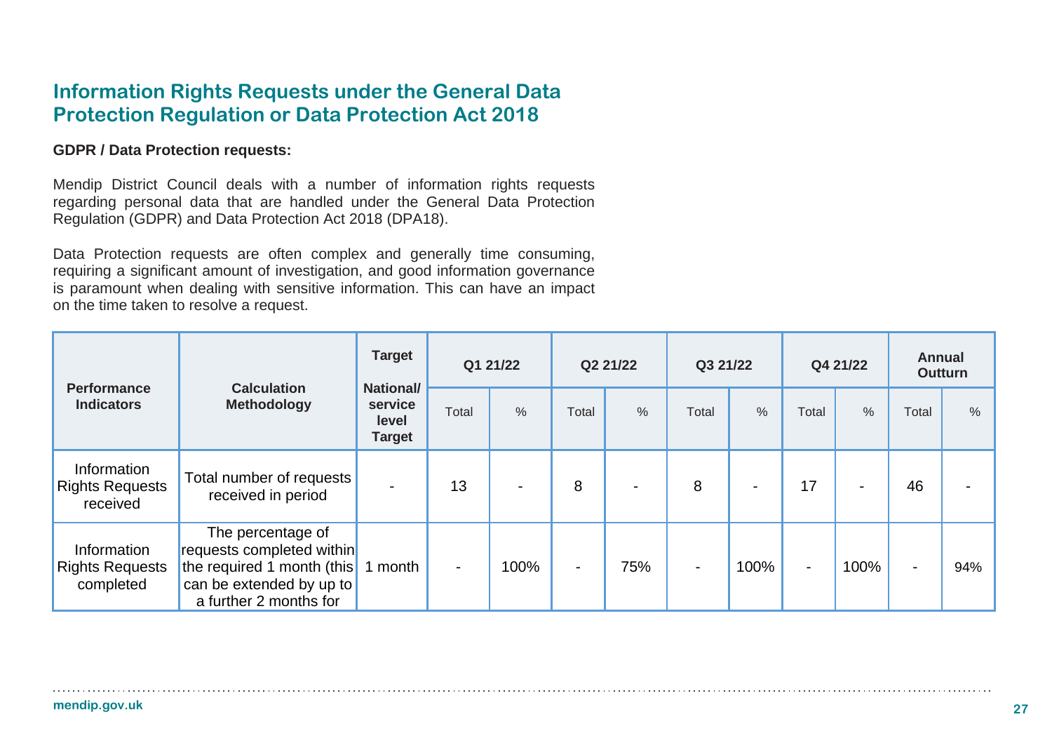## Information Rights Requests under the General Data Protection Regulation or Data Protection Act 2018

**GDPR / Data Protection requests:**

Mendip District Council deals with a number of information rights requests regarding personal data that are handled under the General Data Protection Regulation (GDPR) and Data Protection Act 2018 (DPA18).

Data Protection requests are often complex and generally time consuming, requiring a significant amount of investigation, and good information governance is paramount when dealing with sensitive information. This can have an impact on the time taken to resolve a request.

| Performance Indicators | Calculation Methodology | Target National/ service level Target | Q1 21/22 | | Q2 21/22 | | Q3 21/22 | | Q4 21/22 | | Annual Outturn | |
|---|---|---|---|---|---|---|---|---|---|---|---|---|
| | | | Total | % | Total | % | Total | % | Total | % | Total | % |
| Information Rights Requests received | Total number of requests received in period | - | 13 | - | 8 | - | 8 | - | 17 | - | 46 | - |
| Information Rights Requests completed | The percentage of requests completed within the required 1 month (this can be extended by up to a further 2 months for | 1 month | - | 100% | - | 75% | - | 100% | - | 100% | - | 94% |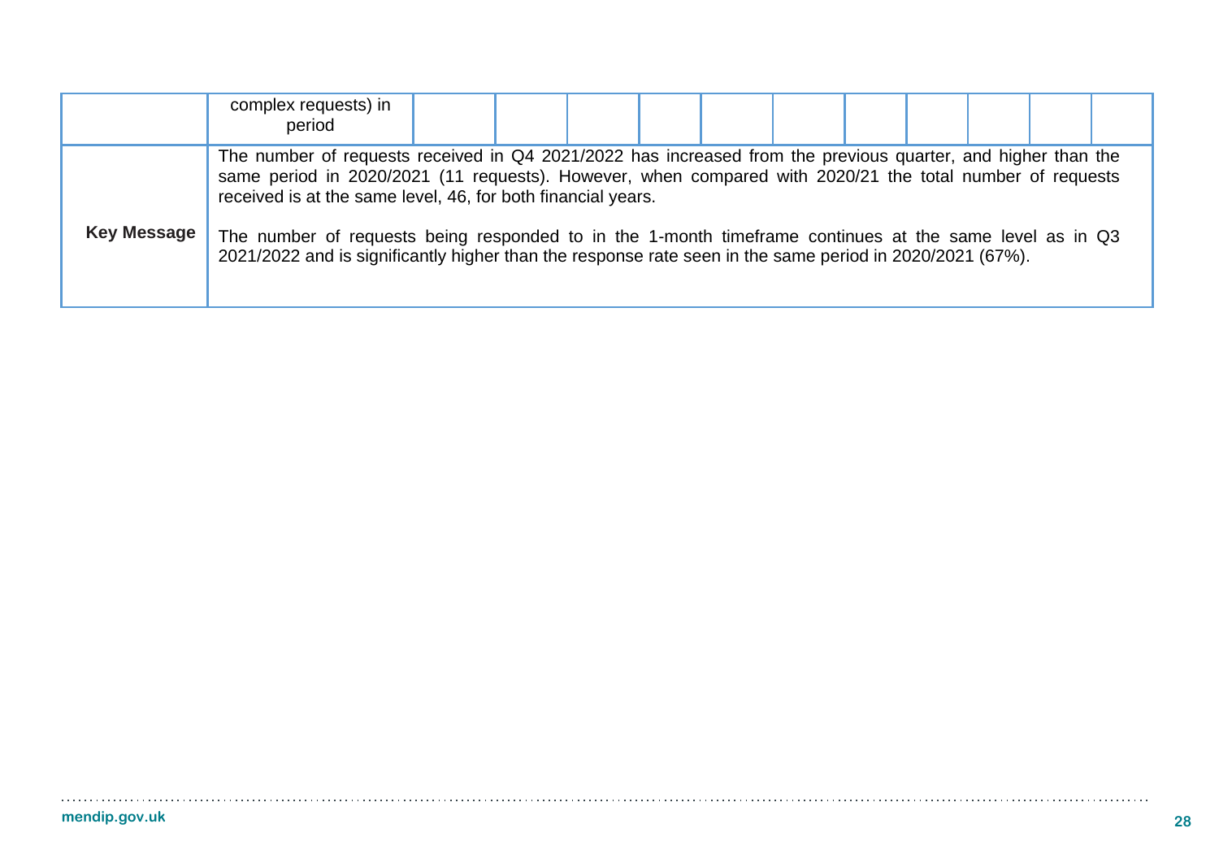| | | | | | | | | | | | | |
|---|---|---|---|---|---|---|---|---|---|---|---|---|
| | complex requests) in period | | | | | | | | | | | |
| **Key Message** | The number of requests received in Q4 2021/2022 has increased from the previous quarter, and higher than the same period in 2020/2021 (11 requests). However, when compared with 2020/21 the total number of requests received is at the same level, 46, for both financial years.<br><br>The number of requests being responded to in the 1-month timeframe continues at the same level as in Q3 2021/2022 and is significantly higher than the response rate seen in the same period in 2020/2021 (67%). | | | | | | | | | | | |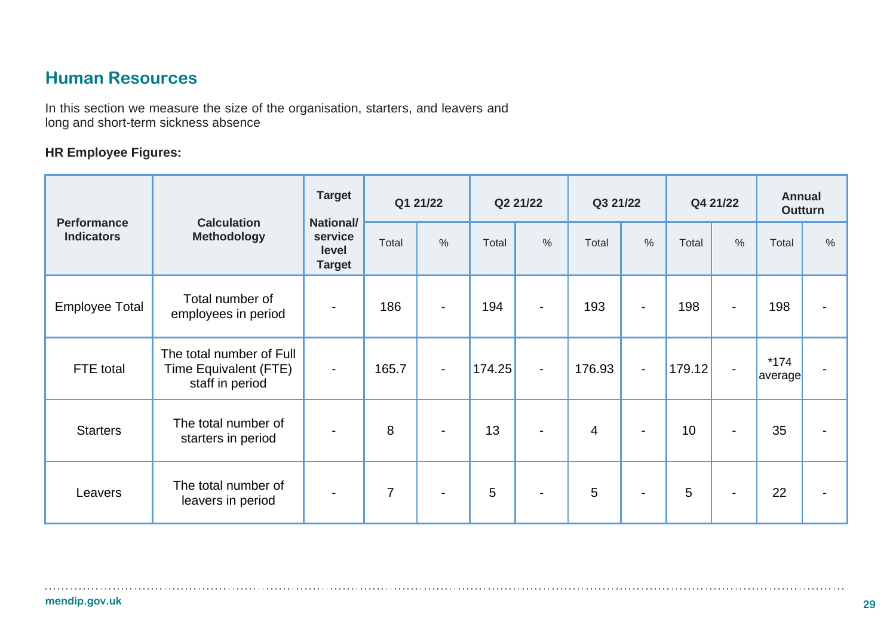## Human Resources

In this section we measure the size of the organisation, starters, and leavers and long and short-term sickness absence

**HR Employee Figures:**

| Performance Indicators | Calculation Methodology | Target National/ service level Target | Q1 21/22 | | Q2 21/22 | | Q3 21/22 | | Q4 21/22 | | Annual Outturn | |
|---|---|---|---|---|---|---|---|---|---|---|---|---|
| | | | Total | % | Total | % | Total | % | Total | % | Total | % |
| Employee Total | Total number of employees in period | - | 186 | - | 194 | - | 193 | - | 198 | - | 198 | - |
| FTE total | The total number of Full Time Equivalent (FTE) staff in period | - | 165.7 | - | 174.25 | - | 176.93 | - | 179.12 | - | *174 average | - |
| Starters | The total number of starters in period | - | 8 | - | 13 | - | 4 | - | 10 | - | 35 | - |
| Leavers | The total number of leavers in period | - | 7 | - | 5 | - | 5 | - | 5 | - | 22 | - |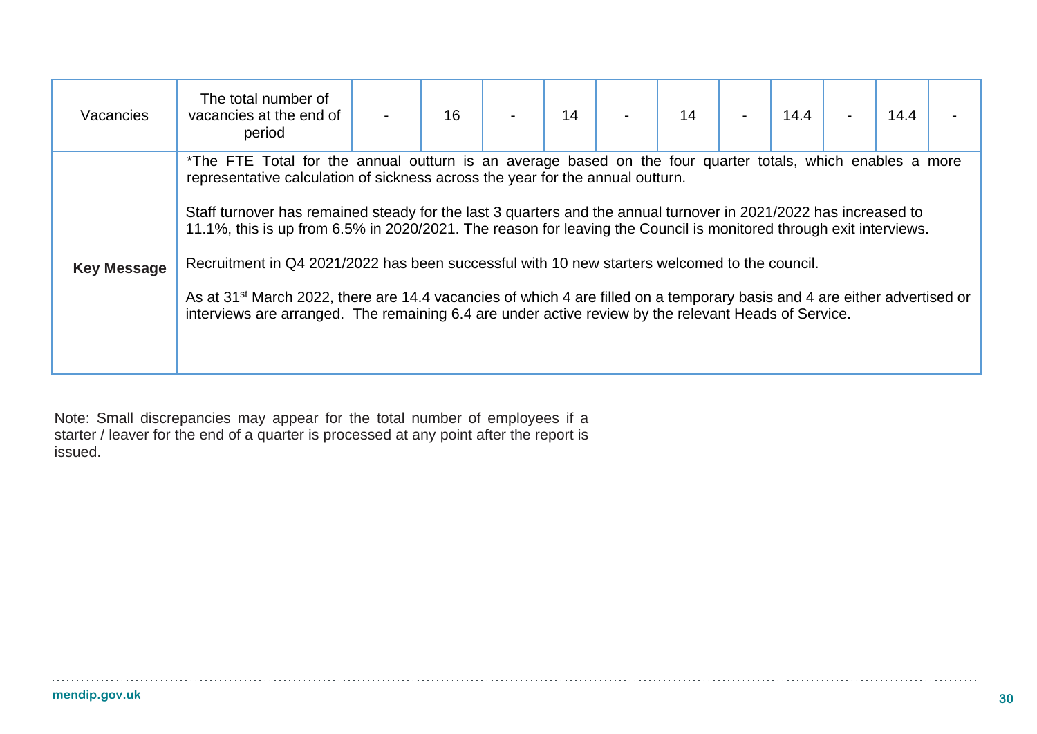| Vacancies | The total number of vacancies at the end of period | - | 16 | - | 14 | - | 14 | - | 14.4 | - | 14.4 | - |
|---|---|---|---|---|---|---|---|---|---|---|---|---|
| **Key Message** | *The FTE Total for the annual outturn is an average based on the four quarter totals, which enables a more representative calculation of sickness across the year for the annual outturn.<br><br>Staff turnover has remained steady for the last 3 quarters and the annual turnover in 2021/2022 has increased to 11.1%, this is up from 6.5% in 2020/2021. The reason for leaving the Council is monitored through exit interviews.<br><br>Recruitment in Q4 2021/2022 has been successful with 10 new starters welcomed to the council.<br><br>As at 31st March 2022, there are 14.4 vacancies of which 4 are filled on a temporary basis and 4 are either advertised or interviews are arranged. The remaining 6.4 are under active review by the relevant Heads of Service. | | | | | | | | | | | |

Note: Small discrepancies may appear for the total number of employees if a starter / leaver for the end of a quarter is processed at any point after the report is issued.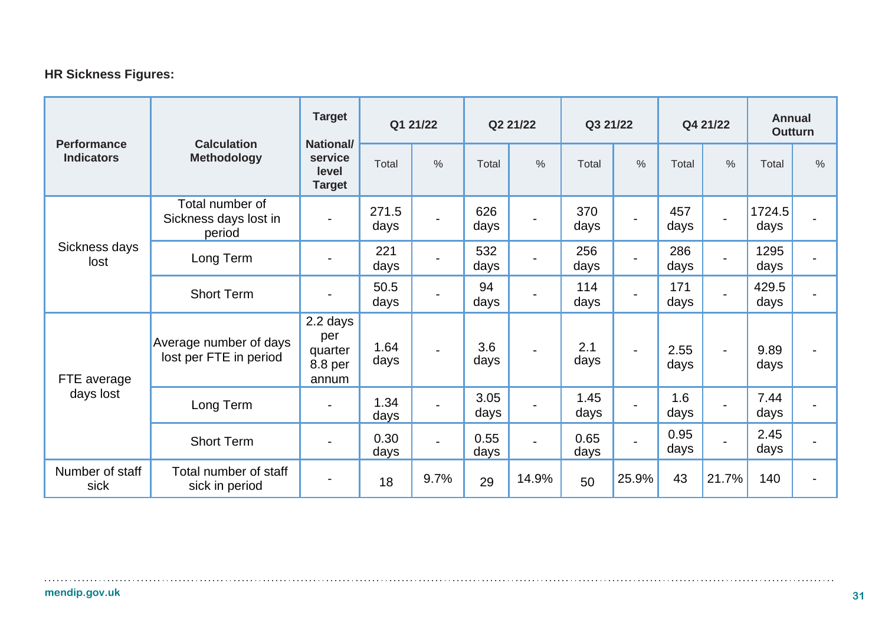**HR Sickness Figures:**

| Performance Indicators | Calculation Methodology | Target National/ service level Target | Q1 21/22 | | Q2 21/22 | | Q3 21/22 | | Q4 21/22 | | Annual Outturn | |
|---|---|---|---|---|---|---|---|---|---|---|---|---|
| | | | Total | % | Total | % | Total | % | Total | % | Total | % |
| Sickness days lost | Total number of Sickness days lost in period | - | 271.5 days | - | 626 days | - | 370 days | - | 457 days | - | 1724.5 days | - |
| | Long Term | - | 221 days | - | 532 days | - | 256 days | - | 286 days | - | 1295 days | - |
| | Short Term | - | 50.5 days | - | 94 days | - | 114 days | - | 171 days | - | 429.5 days | - |
| FTE average days lost | Average number of days lost per FTE in period | 2.2 days per quarter 8.8 per annum | 1.64 days | - | 3.6 days | - | 2.1 days | - | 2.55 days | - | 9.89 days | - |
| | Long Term | - | 1.34 days | - | 3.05 days | - | 1.45 days | - | 1.6 days | - | 7.44 days | - |
| | Short Term | - | 0.30 days | - | 0.55 days | - | 0.65 days | - | 0.95 days | - | 2.45 days | - |
| Number of staff sick | Total number of staff sick in period | - | 18 | 9.7% | 29 | 14.9% | 50 | 25.9% | 43 | 21.7% | 140 | - |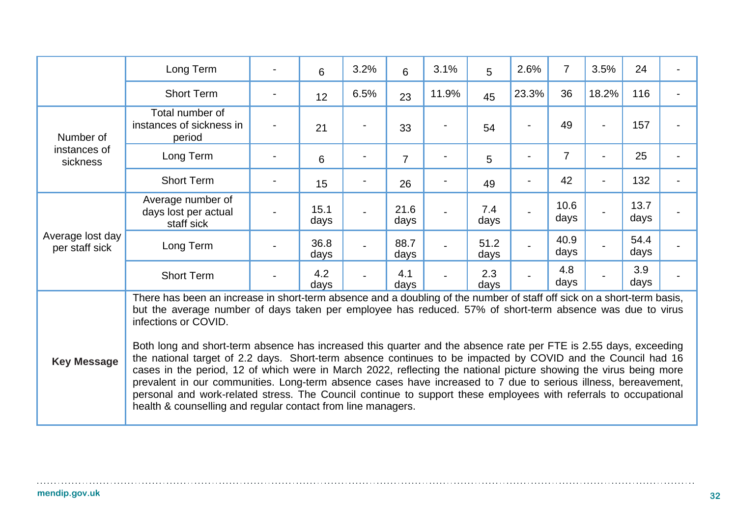| | | | | | | | | | | | | |
|---|---|---|---|---|---|---|---|---|---|---|---|---|
| | Long Term | - | 6 | 3.2% | 6 | 3.1% | 5 | 2.6% | 7 | 3.5% | 24 | - |
| | Short Term | - | 12 | 6.5% | 23 | 11.9% | 45 | 23.3% | 36 | 18.2% | 116 | - |
| Number of instances of sickness | Total number of instances of sickness in period | - | 21 | - | 33 | - | 54 | - | 49 | - | 157 | - |
| | Long Term | - | 6 | - | 7 | - | 5 | - | 7 | - | 25 | - |
| | Short Term | - | 15 | - | 26 | - | 49 | - | 42 | - | 132 | - |
| Average lost day per staff sick | Average number of days lost per actual staff sick | - | 15.1 days | - | 21.6 days | - | 7.4 days | - | 10.6 days | - | 13.7 days | - |
| | Long Term | - | 36.8 days | - | 88.7 days | - | 51.2 days | - | 40.9 days | - | 54.4 days | - |
| | Short Term | - | 4.2 days | - | 4.1 days | - | 2.3 days | - | 4.8 days | - | 3.9 days | - |
| **Key Message** | There has been an increase in short-term absence and a doubling of the number of staff off sick on a short-term basis, but the average number of days taken per employee has reduced. 57% of short-term absence was due to virus infections or COVID.<br><br>Both long and short-term absence has increased this quarter and the absence rate per FTE is 2.55 days, exceeding the national target of 2.2 days. Short-term absence continues to be impacted by COVID and the Council had 16 cases in the period, 12 of which were in March 2022, reflecting the national picture showing the virus being more prevalent in our communities. Long-term absence cases have increased to 7 due to serious illness, bereavement, personal and work-related stress. The Council continue to support these employees with referrals to occupational health & counselling and regular contact from line managers. | | | | | | | | | | | |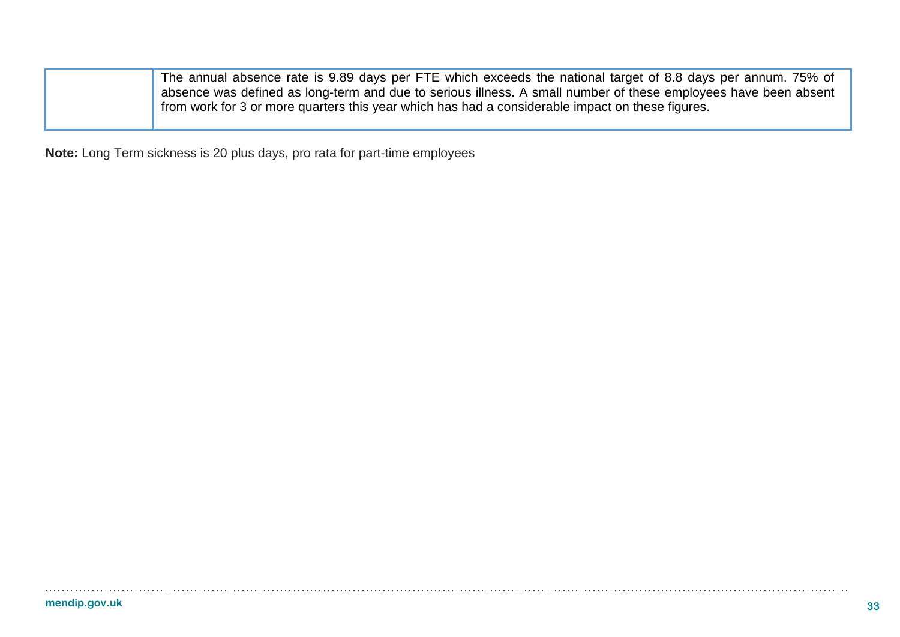| | |
|---|---|
| | The annual absence rate is 9.89 days per FTE which exceeds the national target of 8.8 days per annum. 75% of absence was defined as long-term and due to serious illness. A small number of these employees have been absent from work for 3 or more quarters this year which has had a considerable impact on these figures. |

**Note:** Long Term sickness is 20 plus days, pro rata for part-time employees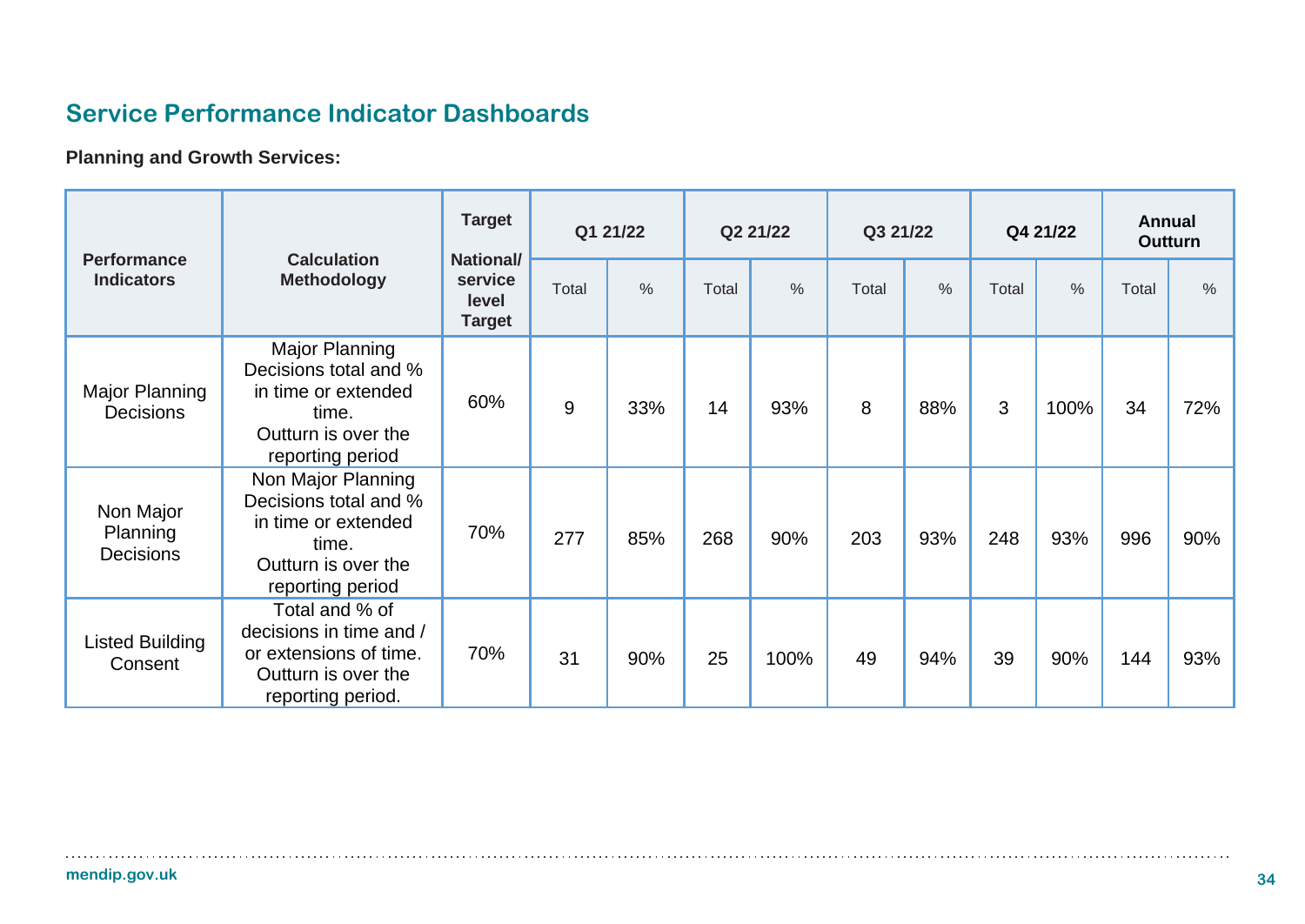## Service Performance Indicator Dashboards

**Planning and Growth Services:**

| Performance Indicators | Calculation Methodology | Target National/ service level Target | Q1 21/22 | | Q2 21/22 | | Q3 21/22 | | Q4 21/22 | | Annual Outturn | |
|---|---|---|---|---|---|---|---|---|---|---|---|---|
| | | | Total | % | Total | % | Total | % | Total | % | Total | % |
| Major Planning Decisions | Major Planning Decisions total and % in time or extended time. Outturn is over the reporting period | 60% | 9 | 33% | 14 | 93% | 8 | 88% | 3 | 100% | 34 | 72% |
| Non Major Planning Decisions | Non Major Planning Decisions total and % in time or extended time. Outturn is over the reporting period | 70% | 277 | 85% | 268 | 90% | 203 | 93% | 248 | 93% | 996 | 90% |
| Listed Building Consent | Total and % of decisions in time and / or extensions of time. Outturn is over the reporting period. | 70% | 31 | 90% | 25 | 100% | 49 | 94% | 39 | 90% | 144 | 93% |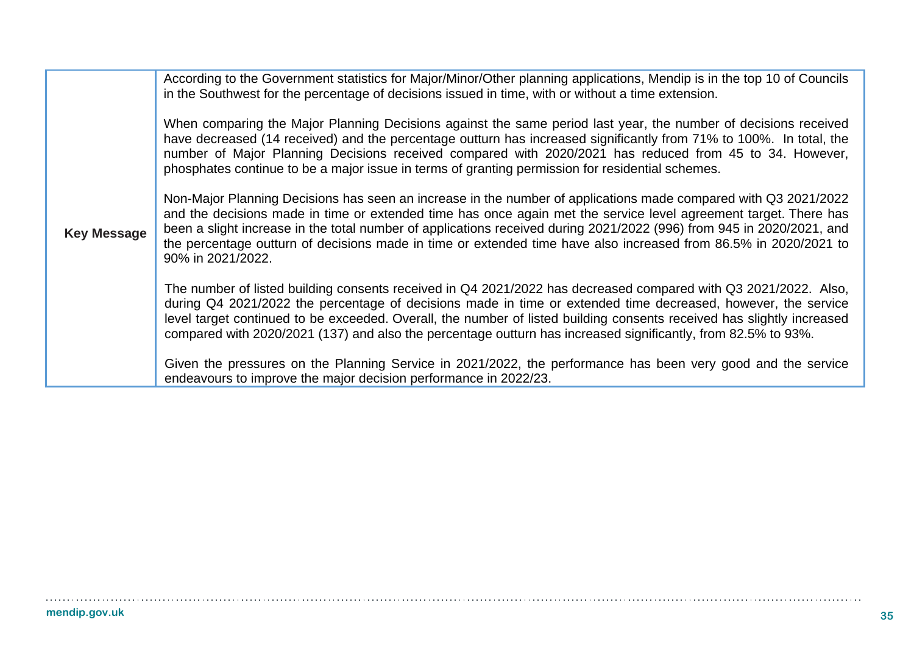| Key Message | According to the Government statistics for Major/Minor/Other planning applications, Mendip is in the top 10 of Councils in the Southwest for the percentage of decisions issued in time, with or without a time extension.<br><br>When comparing the Major Planning Decisions against the same period last year, the number of decisions received have decreased (14 received) and the percentage outturn has increased significantly from 71% to 100%. In total, the number of Major Planning Decisions received compared with 2020/2021 has reduced from 45 to 34. However, phosphates continue to be a major issue in terms of granting permission for residential schemes.<br><br>Non-Major Planning Decisions has seen an increase in the number of applications made compared with Q3 2021/2022 and the decisions made in time or extended time has once again met the service level agreement target. There has been a slight increase in the total number of applications received during 2021/2022 (996) from 945 in 2020/2021, and the percentage outturn of decisions made in time or extended time have also increased from 86.5% in 2020/2021 to 90% in 2021/2022.<br><br>The number of listed building consents received in Q4 2021/2022 has decreased compared with Q3 2021/2022. Also, during Q4 2021/2022 the percentage of decisions made in time or extended time decreased, however, the service level target continued to be exceeded. Overall, the number of listed building consents received has slightly increased compared with 2020/2021 (137) and also the percentage outturn has increased significantly, from 82.5% to 93%.<br><br>Given the pressures on the Planning Service in 2021/2022, the performance has been very good and the service endeavours to improve the major decision performance in 2022/23. |
|---|---|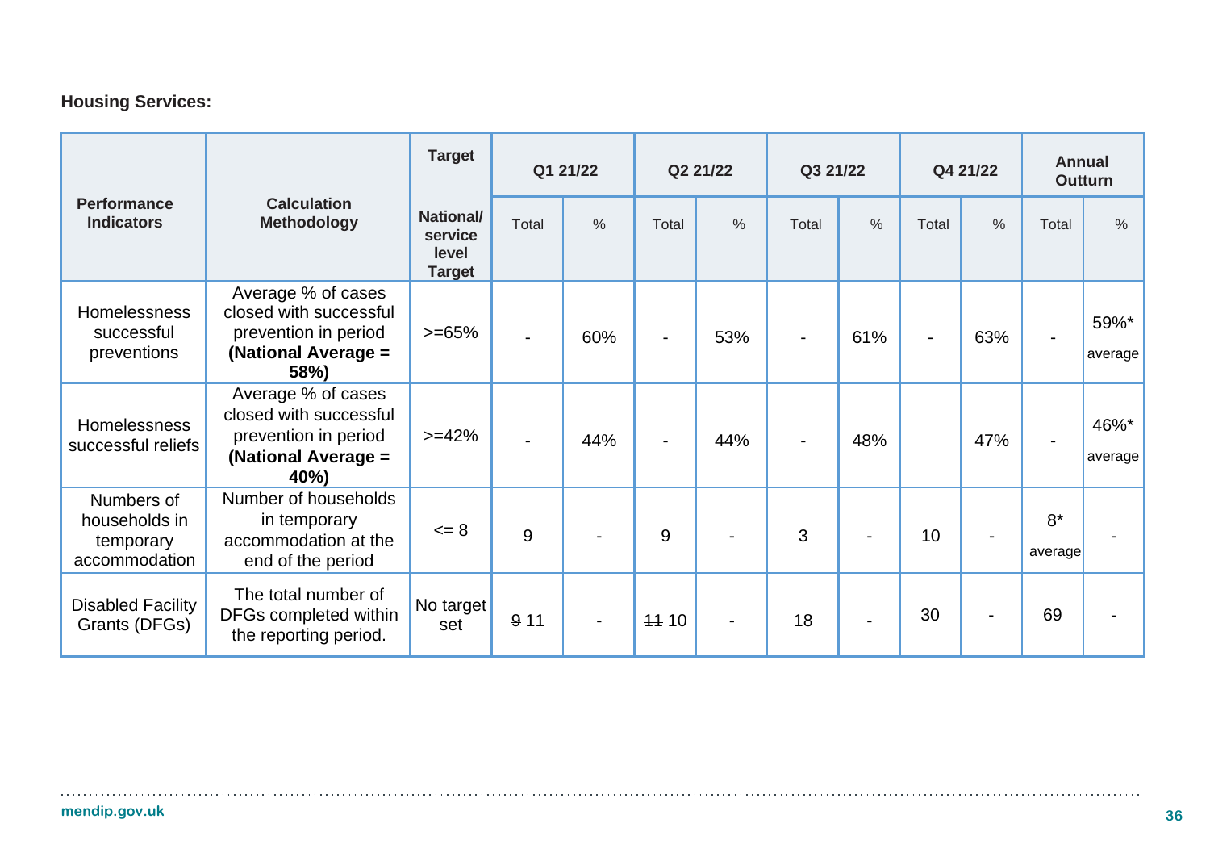**Housing Services:**

| Performance Indicators | Calculation Methodology | Target | Q1 21/22 | | Q2 21/22 | | Q3 21/22 | | Q4 21/22 | | Annual Outturn | |
|---|---|---|---|---|---|---|---|---|---|---|---|---|
| | | National/ service level Target | Total | % | Total | % | Total | % | Total | % | Total | % |
| Homelessness successful preventions | Average % of cases closed with successful prevention in period **(National Average = 58%)** | >=65% | - | 60% | - | 53% | - | 61% | - | 63% | - | 59%* average |
| Homelessness successful reliefs | Average % of cases closed with successful prevention in period **(National Average = 40%)** | >=42% | - | 44% | - | 44% | - | 48% | | 47% | - | 46%* average |
| Numbers of households in temporary accommodation | Number of households in temporary accommodation at the end of the period | <= 8 | 9 | - | 9 | - | 3 | - | 10 | - | 8* average | - |
| Disabled Facility Grants (DFGs) | The total number of DFGs completed within the reporting period. | No target set | ~~9~~ 11 | - | ~~11~~ 10 | - | 18 | - | 30 | - | 69 | - |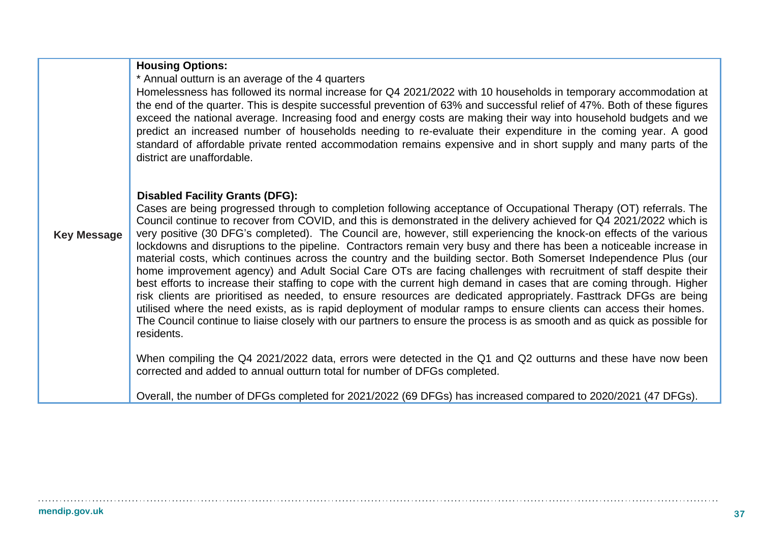| Key Message | **Housing Options:**<br>* Annual outturn is an average of the 4 quarters<br>Homelessness has followed its normal increase for Q4 2021/2022 with 10 households in temporary accommodation at the end of the quarter. This is despite successful prevention of 63% and successful relief of 47%. Both of these figures exceed the national average. Increasing food and energy costs are making their way into household budgets and we predict an increased number of households needing to re-evaluate their expenditure in the coming year. A good standard of affordable private rented accommodation remains expensive and in short supply and many parts of the district are unaffordable.<br><br>**Disabled Facility Grants (DFG):**<br>Cases are being progressed through to completion following acceptance of Occupational Therapy (OT) referrals. The Council continue to recover from COVID, and this is demonstrated in the delivery achieved for Q4 2021/2022 which is very positive (30 DFG's completed). The Council are, however, still experiencing the knock-on effects of the various lockdowns and disruptions to the pipeline. Contractors remain very busy and there has been a noticeable increase in material costs, which continues across the country and the building sector. Both Somerset Independence Plus (our home improvement agency) and Adult Social Care OTs are facing challenges with recruitment of staff despite their best efforts to increase their staffing to cope with the current high demand in cases that are coming through. Higher risk clients are prioritised as needed, to ensure resources are dedicated appropriately. Fasttrack DFGs are being utilised where the need exists, as is rapid deployment of modular ramps to ensure clients can access their homes. The Council continue to liaise closely with our partners to ensure the process is as smooth and as quick as possible for residents.<br><br>When compiling the Q4 2021/2022 data, errors were detected in the Q1 and Q2 outturns and these have now been corrected and added to annual outturn total for number of DFGs completed.<br><br>Overall, the number of DFGs completed for 2021/2022 (69 DFGs) has increased compared to 2020/2021 (47 DFGs). |
|---|---|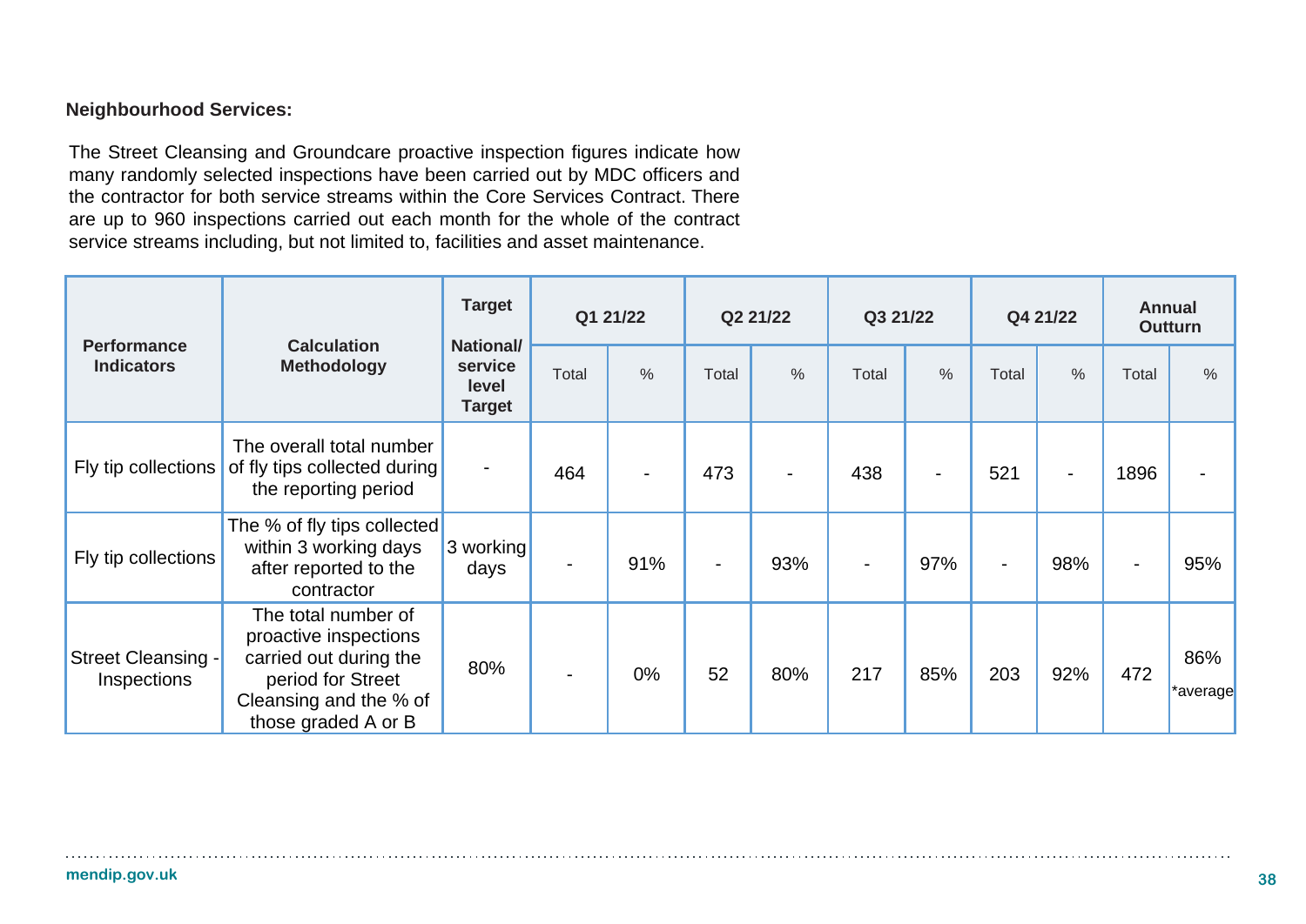**Neighbourhood Services:**

The Street Cleansing and Groundcare proactive inspection figures indicate how many randomly selected inspections have been carried out by MDC officers and the contractor for both service streams within the Core Services Contract. There are up to 960 inspections carried out each month for the whole of the contract service streams including, but not limited to, facilities and asset maintenance.

| Performance Indicators | Calculation Methodology | Target National/ service level Target | Q1 21/22 | | Q2 21/22 | | Q3 21/22 | | Q4 21/22 | | Annual Outturn | |
|---|---|---|---|---|---|---|---|---|---|---|---|---|
| | | | Total | % | Total | % | Total | % | Total | % | Total | % |
| Fly tip collections | The overall total number of fly tips collected during the reporting period | - | 464 | - | 473 | - | 438 | - | 521 | - | 1896 | - |
| Fly tip collections | The % of fly tips collected within 3 working days after reported to the contractor | 3 working days | - | 91% | - | 93% | - | 97% | - | 98% | - | 95% |
| Street Cleansing - Inspections | The total number of proactive inspections carried out during the period for Street Cleansing and the % of those graded A or B | 80% | - | 0% | 52 | 80% | 217 | 85% | 203 | 92% | 472 | 86% *average |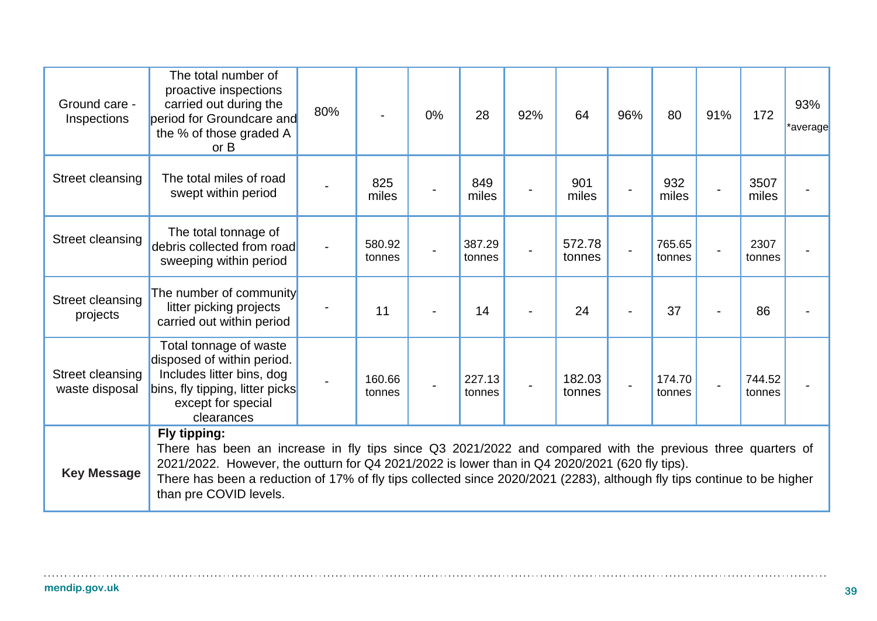| Ground care - Inspections | The total number of proactive inspections carried out during the period for Groundcare and the % of those graded A or B | 80% | - | 0% | 28 | 92% | 64 | 96% | 80 | 91% | 172 | 93% *average |
|---|---|---|---|---|---|---|---|---|---|---|---|---|
| Street cleansing | The total miles of road swept within period | - | 825 miles | - | 849 miles | - | 901 miles | - | 932 miles | - | 3507 miles | - |
| Street cleansing | The total tonnage of debris collected from road sweeping within period | - | 580.92 tonnes | - | 387.29 tonnes | - | 572.78 tonnes | - | 765.65 tonnes | - | 2307 tonnes | - |
| Street cleansing projects | The number of community litter picking projects carried out within period | - | 11 | - | 14 | - | 24 | - | 37 | - | 86 | - |
| Street cleansing waste disposal | Total tonnage of waste disposed of within period. Includes litter bins, dog bins, fly tipping, litter picks except for special clearances | - | 160.66 tonnes | - | 227.13 tonnes | - | 182.03 tonnes | - | 174.70 tonnes | - | 744.52 tonnes | - |
| **Key Message** | **Fly tipping:** There has been an increase in fly tips since Q3 2021/2022 and compared with the previous three quarters of 2021/2022. However, the outturn for Q4 2021/2022 is lower than in Q4 2020/2021 (620 fly tips). There has been a reduction of 17% of fly tips collected since 2020/2021 (2283), although fly tips continue to be higher than pre COVID levels. | | | | | | | | | | | |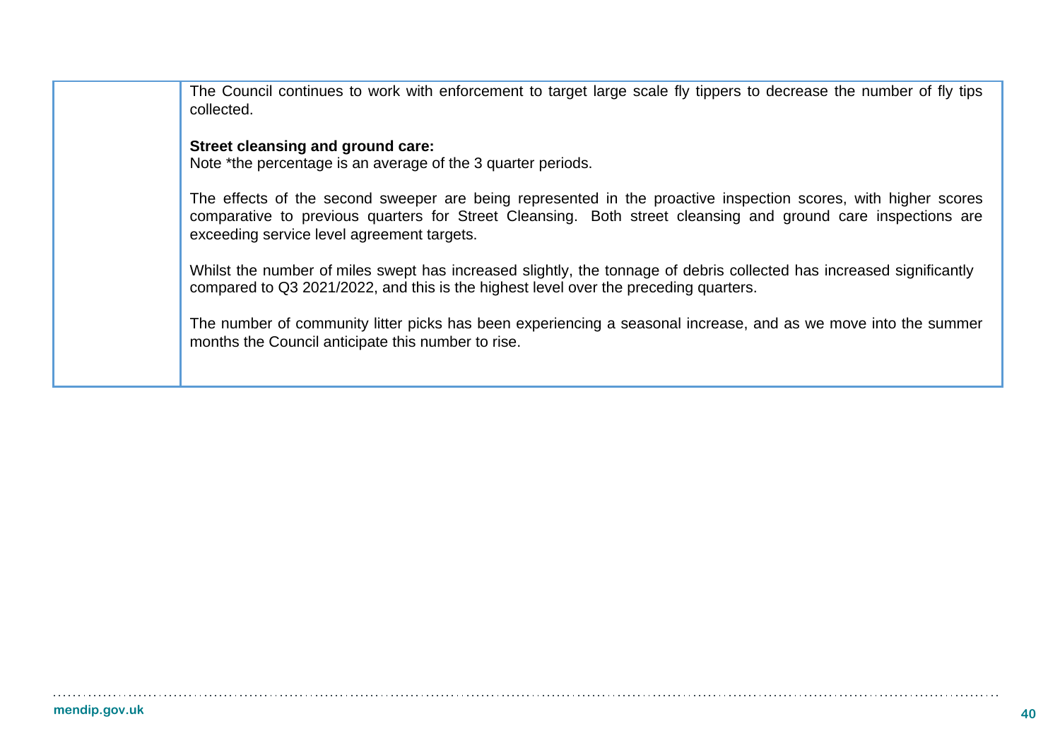| | |
|---|---|
| | The Council continues to work with enforcement to target large scale fly tippers to decrease the number of fly tips collected.<br><br>**Street cleansing and ground care:**<br>Note *the percentage is an average of the 3 quarter periods.<br><br>The effects of the second sweeper are being represented in the proactive inspection scores, with higher scores comparative to previous quarters for Street Cleansing. Both street cleansing and ground care inspections are exceeding service level agreement targets.<br><br>Whilst the number of miles swept has increased slightly, the tonnage of debris collected has increased significantly compared to Q3 2021/2022, and this is the highest level over the preceding quarters.<br><br>The number of community litter picks has been experiencing a seasonal increase, and as we move into the summer months the Council anticipate this number to rise. |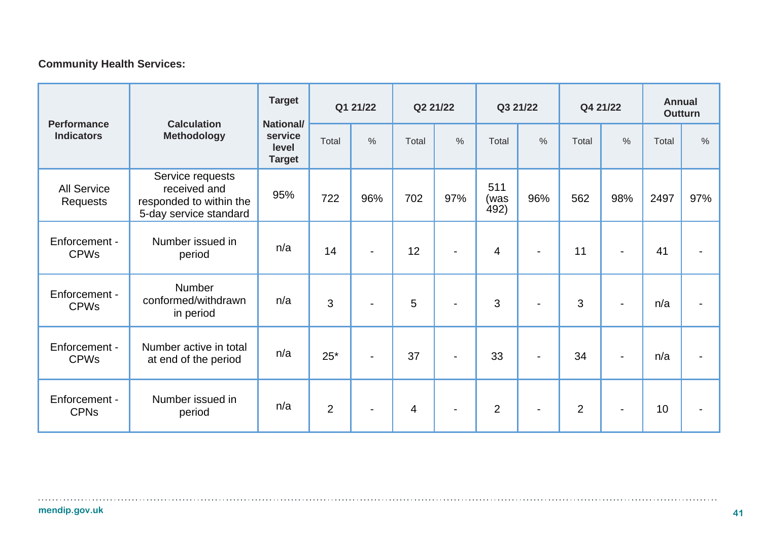**Community Health Services:**

| Performance Indicators | Calculation Methodology | Target National/ service level Target | Q1 21/22 | | Q2 21/22 | | Q3 21/22 | | Q4 21/22 | | Annual Outturn | |
|---|---|---|---|---|---|---|---|---|---|---|---|---|
| | | | Total | % | Total | % | Total | % | Total | % | Total | % |
| All Service Requests | Service requests received and responded to within the 5-day service standard | 95% | 722 | 96% | 702 | 97% | 511 (was 492) | 96% | 562 | 98% | 2497 | 97% |
| Enforcement - CPWs | Number issued in period | n/a | 14 | - | 12 | - | 4 | - | 11 | - | 41 | - |
| Enforcement - CPWs | Number conformed/withdrawn in period | n/a | 3 | - | 5 | - | 3 | - | 3 | - | n/a | - |
| Enforcement - CPWs | Number active in total at end of the period | n/a | 25* | - | 37 | - | 33 | - | 34 | - | n/a | - |
| Enforcement - CPNs | Number issued in period | n/a | 2 | - | 4 | - | 2 | - | 2 | - | 10 | - |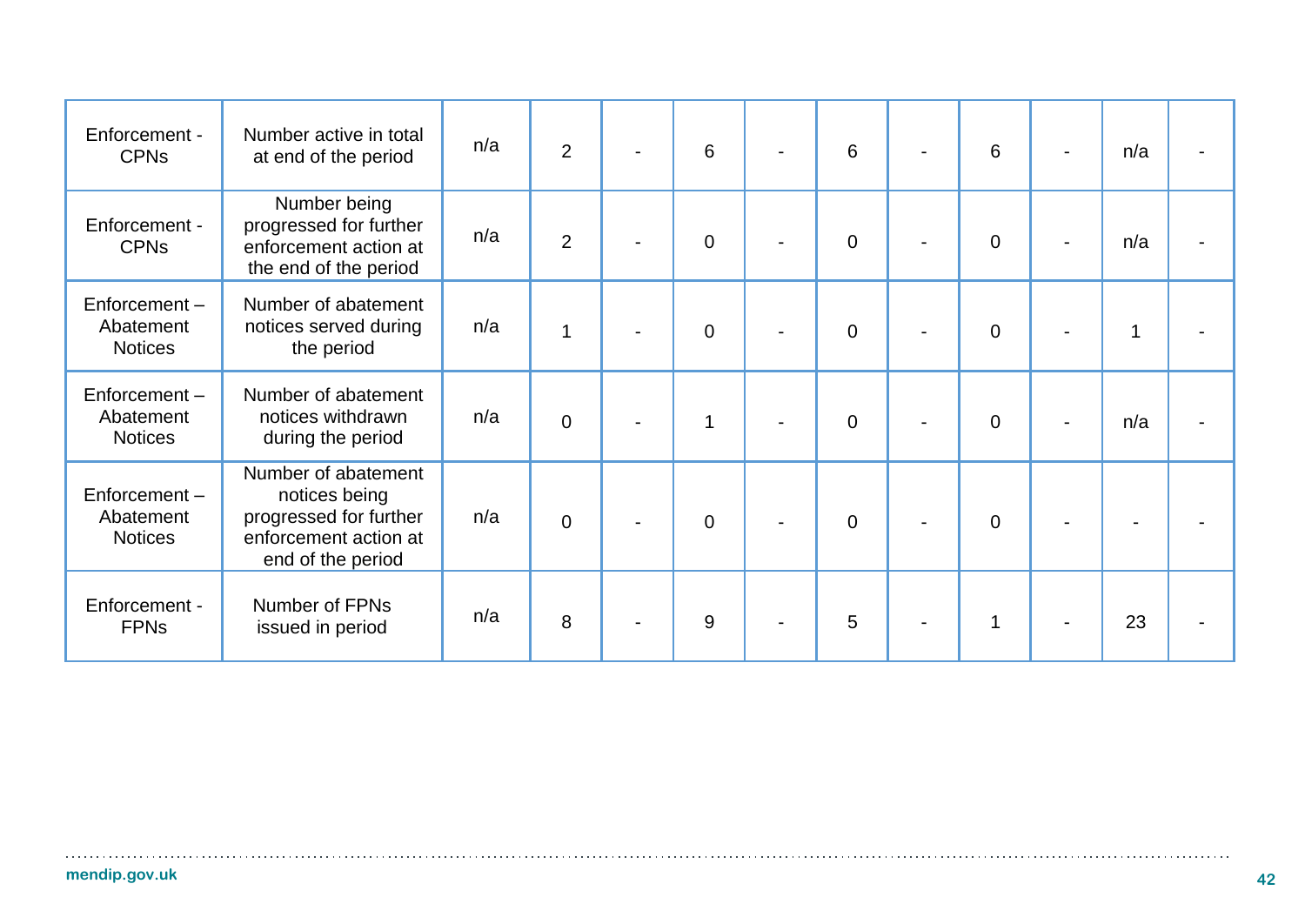| Enforcement - CPNs | Number active in total at end of the period | n/a | 2 | - | 6 | - | 6 | - | 6 | - | n/a | - |
|---|---|---|---|---|---|---|---|---|---|---|---|---|
| Enforcement - CPNs | Number being progressed for further enforcement action at the end of the period | n/a | 2 | - | 0 | - | 0 | - | 0 | - | n/a | - |
| Enforcement – Abatement Notices | Number of abatement notices served during the period | n/a | 1 | - | 0 | - | 0 | - | 0 | - | 1 | - |
| Enforcement – Abatement Notices | Number of abatement notices withdrawn during the period | n/a | 0 | - | 1 | - | 0 | - | 0 | - | n/a | - |
| Enforcement – Abatement Notices | Number of abatement notices being progressed for further enforcement action at end of the period | n/a | 0 | - | 0 | - | 0 | - | 0 | - | - | - |
| Enforcement - FPNs | Number of FPNs issued in period | n/a | 8 | - | 9 | - | 5 | - | 1 | - | 23 | - |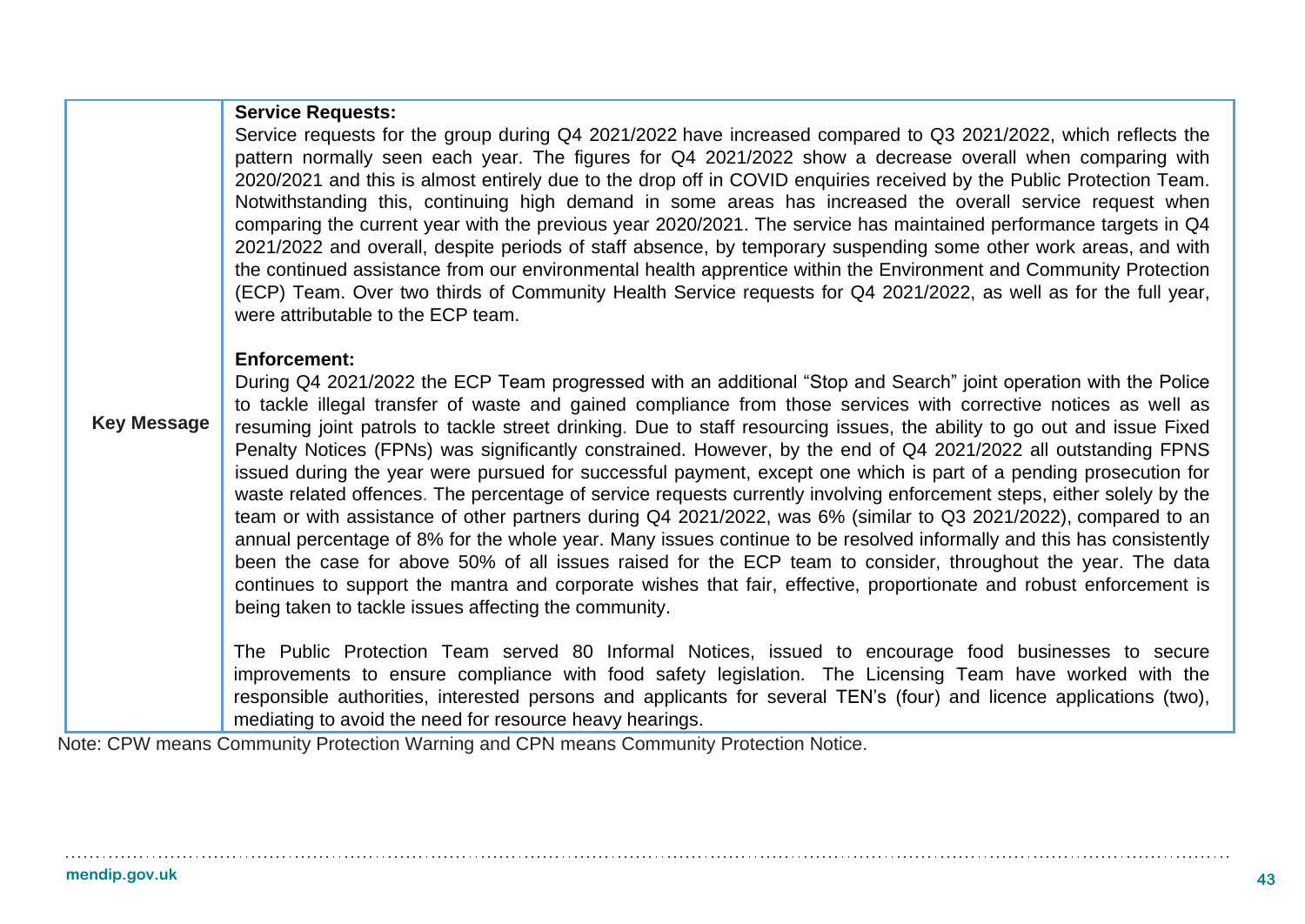| Key Message | **Service Requests:**<br>Service requests for the group during Q4 2021/2022 have increased compared to Q3 2021/2022, which reflects the pattern normally seen each year. The figures for Q4 2021/2022 show a decrease overall when comparing with 2020/2021 and this is almost entirely due to the drop off in COVID enquiries received by the Public Protection Team. Notwithstanding this, continuing high demand in some areas has increased the overall service request when comparing the current year with the previous year 2020/2021. The service has maintained performance targets in Q4 2021/2022 and overall, despite periods of staff absence, by temporary suspending some other work areas, and with the continued assistance from our environmental health apprentice within the Environment and Community Protection (ECP) Team. Over two thirds of Community Health Service requests for Q4 2021/2022, as well as for the full year, were attributable to the ECP team.<br><br>**Enforcement:**<br>During Q4 2021/2022 the ECP Team progressed with an additional "Stop and Search" joint operation with the Police to tackle illegal transfer of waste and gained compliance from those services with corrective notices as well as resuming joint patrols to tackle street drinking. Due to staff resourcing issues, the ability to go out and issue Fixed Penalty Notices (FPNs) was significantly constrained. However, by the end of Q4 2021/2022 all outstanding FPNS issued during the year were pursued for successful payment, except one which is part of a pending prosecution for waste related offences. The percentage of service requests currently involving enforcement steps, either solely by the team or with assistance of other partners during Q4 2021/2022, was 6% (similar to Q3 2021/2022), compared to an annual percentage of 8% for the whole year. Many issues continue to be resolved informally and this has consistently been the case for above 50% of all issues raised for the ECP team to consider, throughout the year. The data continues to support the mantra and corporate wishes that fair, effective, proportionate and robust enforcement is being taken to tackle issues affecting the community.<br><br>The Public Protection Team served 80 Informal Notices, issued to encourage food businesses to secure improvements to ensure compliance with food safety legislation. The Licensing Team have worked with the responsible authorities, interested persons and applicants for several TEN's (four) and licence applications (two), mediating to avoid the need for resource heavy hearings. |
|---|---|

Note: CPW means Community Protection Warning and CPN means Community Protection Notice.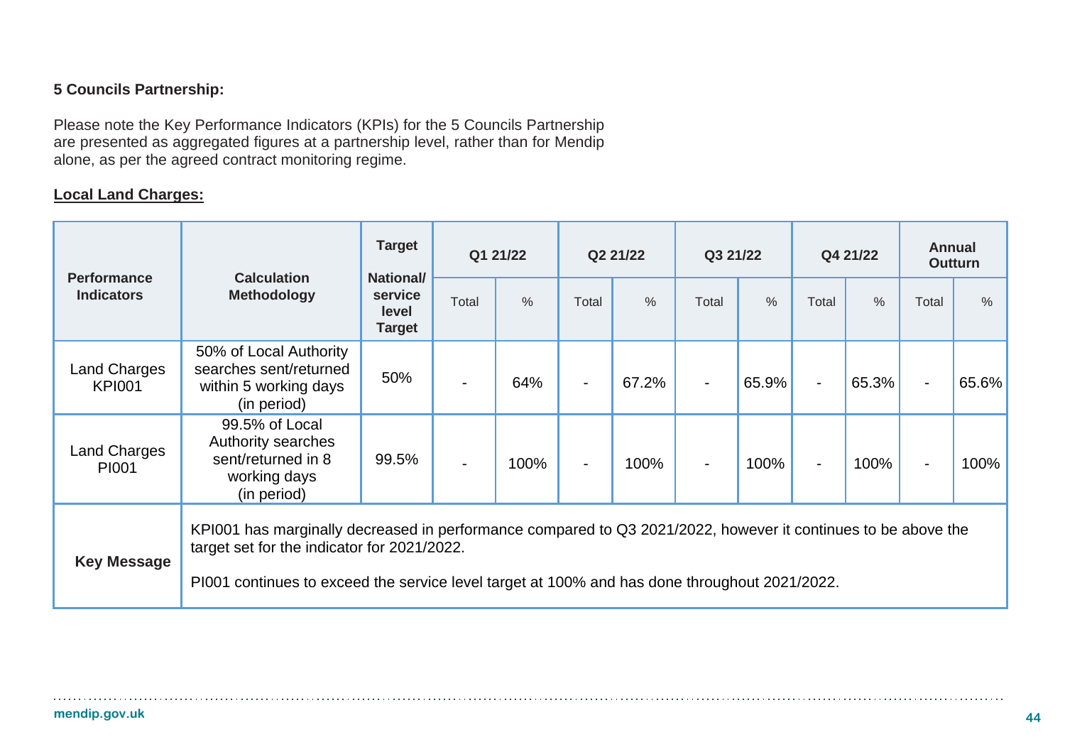**5 Councils Partnership:**

Please note the Key Performance Indicators (KPIs) for the 5 Councils Partnership are presented as aggregated figures at a partnership level, rather than for Mendip alone, as per the agreed contract monitoring regime.

**Local Land Charges:**

| Performance Indicators | Calculation Methodology | Target National/ service level Target | Q1 21/22 | | Q2 21/22 | | Q3 21/22 | | Q4 21/22 | | Annual Outturn | |
|---|---|---|---|---|---|---|---|---|---|---|---|---|
| | | | Total | % | Total | % | Total | % | Total | % | Total | % |
| Land Charges KPI001 | 50% of Local Authority searches sent/returned within 5 working days (in period) | 50% | - | 64% | - | 67.2% | - | 65.9% | - | 65.3% | - | 65.6% |
| Land Charges PI001 | 99.5% of Local Authority searches sent/returned in 8 working days (in period) | 99.5% | - | 100% | - | 100% | - | 100% | - | 100% | - | 100% |
| **Key Message** | KPI001 has marginally decreased in performance compared to Q3 2021/2022, however it continues to be above the target set for the indicator for 2021/2022. PI001 continues to exceed the service level target at 100% and has done throughout 2021/2022. | | | | | | | | | | | |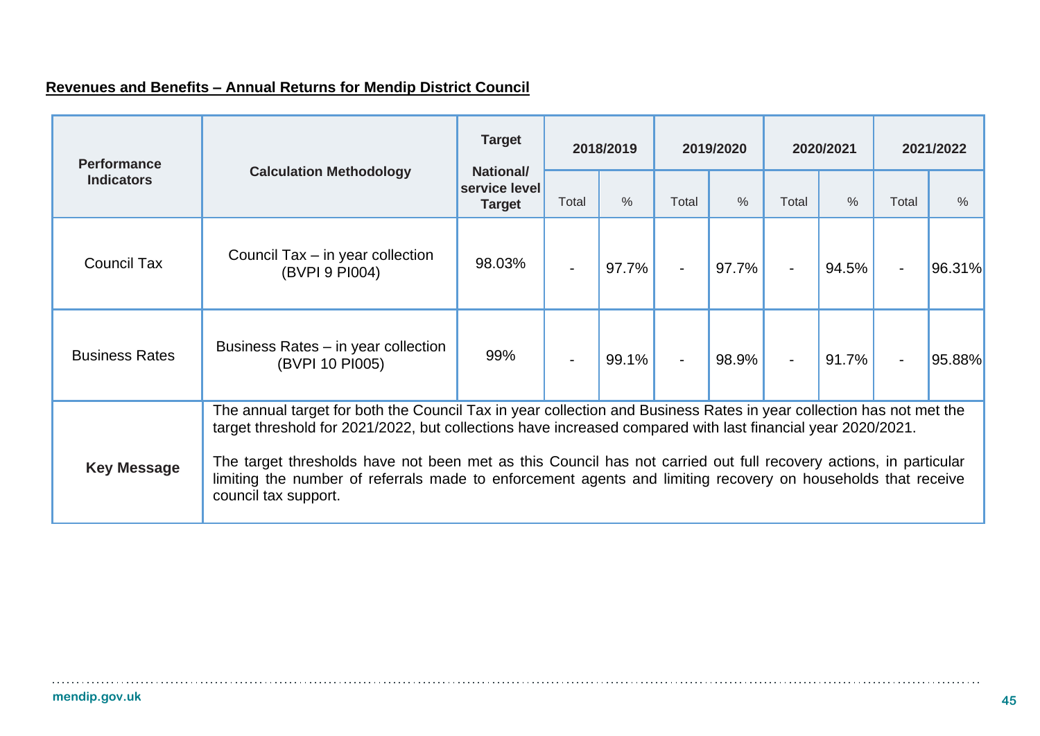**Revenues and Benefits – Annual Returns for Mendip District Council**

| Performance Indicators | Calculation Methodology | Target National/ service level Target | 2018/2019 | | 2019/2020 | | 2020/2021 | | 2021/2022 | |
|---|---|---|---|---|---|---|---|---|---|---|
| | | | Total | % | Total | % | Total | % | Total | % |
| Council Tax | Council Tax – in year collection (BVPI 9 PI004) | 98.03% | - | 97.7% | - | 97.7% | - | 94.5% | - | 96.31% |
| Business Rates | Business Rates – in year collection (BVPI 10 PI005) | 99% | - | 99.1% | - | 98.9% | - | 91.7% | - | 95.88% |
| **Key Message** | The annual target for both the Council Tax in year collection and Business Rates in year collection has not met the target threshold for 2021/2022, but collections have increased compared with last financial year 2020/2021. The target thresholds have not been met as this Council has not carried out full recovery actions, in particular limiting the number of referrals made to enforcement agents and limiting recovery on households that receive council tax support. | | | | | | | | | |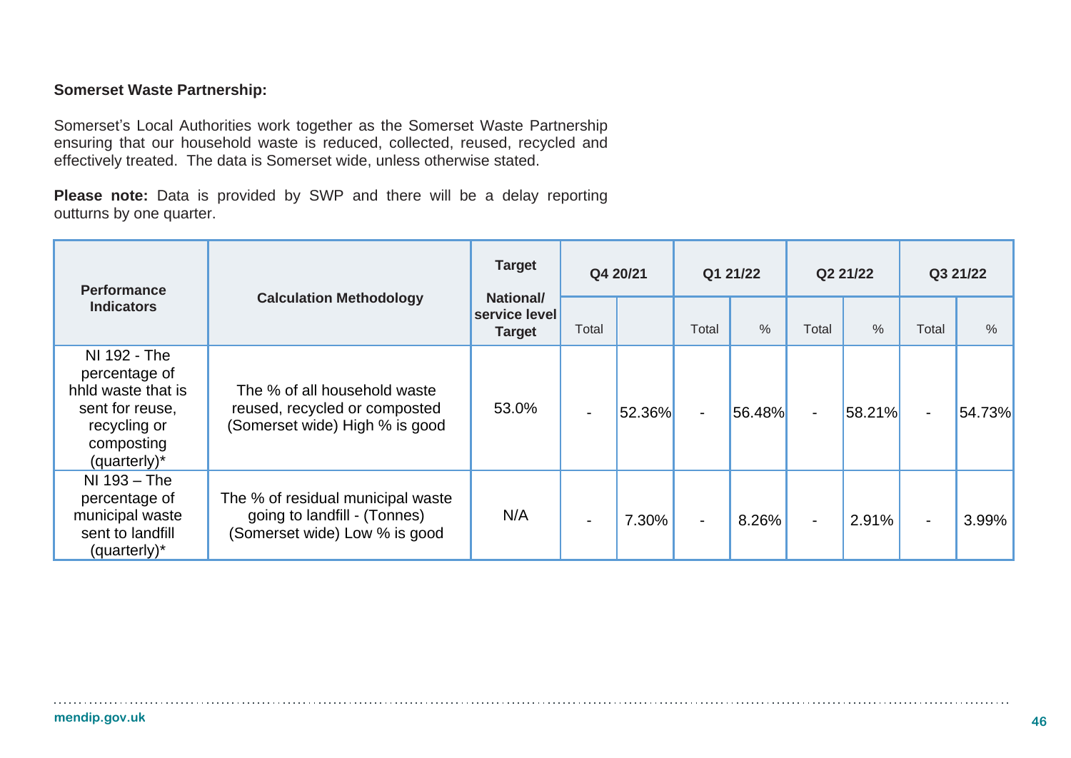**Somerset Waste Partnership:**

Somerset's Local Authorities work together as the Somerset Waste Partnership ensuring that our household waste is reduced, collected, reused, recycled and effectively treated. The data is Somerset wide, unless otherwise stated.

**Please note:** Data is provided by SWP and there will be a delay reporting outturns by one quarter.

| Performance Indicators | Calculation Methodology | Target National/ service level Target | Q4 20/21 | | Q1 21/22 | | Q2 21/22 | | Q3 21/22 | |
|---|---|---|---|---|---|---|---|---|---|---|
| | | | Total | | Total | % | Total | % | Total | % |
| NI 192 - The percentage of hhld waste that is sent for reuse, recycling or composting (quarterly)* | The % of all household waste reused, recycled or composted (Somerset wide) High % is good | 53.0% | - | 52.36% | - | 56.48% | - | 58.21% | - | 54.73% |
| NI 193 – The percentage of municipal waste sent to landfill (quarterly)* | The % of residual municipal waste going to landfill - (Tonnes) (Somerset wide) Low % is good | N/A | - | 7.30% | - | 8.26% | - | 2.91% | - | 3.99% |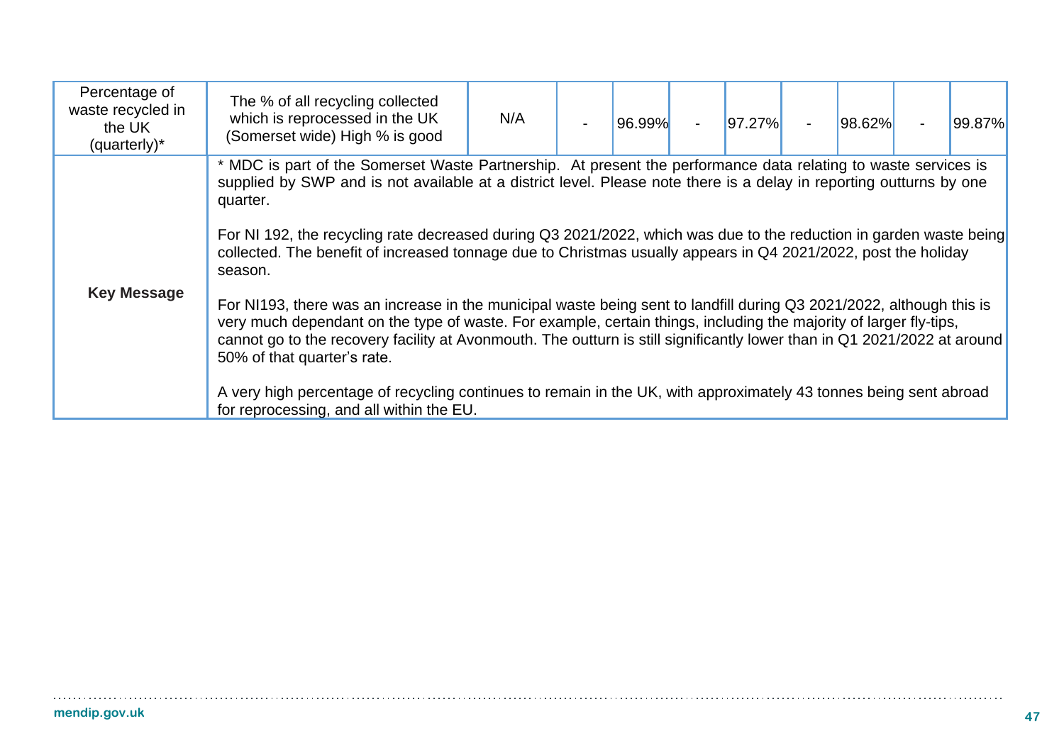| | | | | | | | | | | |
|---|---|---|---|---|---|---|---|---|---|---|
| Percentage of waste recycled in the UK (quarterly)* | The % of all recycling collected which is reprocessed in the UK (Somerset wide) High % is good | N/A | - | 96.99% | - | 97.27% | - | 98.62% | - | 99.87% |
| **Key Message** | * MDC is part of the Somerset Waste Partnership. At present the performance data relating to waste services is supplied by SWP and is not available at a district level. Please note there is a delay in reporting outturns by one quarter.<br><br>For NI 192, the recycling rate decreased during Q3 2021/2022, which was due to the reduction in garden waste being collected. The benefit of increased tonnage due to Christmas usually appears in Q4 2021/2022, post the holiday season.<br><br>For NI193, there was an increase in the municipal waste being sent to landfill during Q3 2021/2022, although this is very much dependant on the type of waste. For example, certain things, including the majority of larger fly-tips, cannot go to the recovery facility at Avonmouth. The outturn is still significantly lower than in Q1 2021/2022 at around 50% of that quarter's rate.<br><br>A very high percentage of recycling continues to remain in the UK, with approximately 43 tonnes being sent abroad for reprocessing, and all within the EU. | | | | | | | | | |